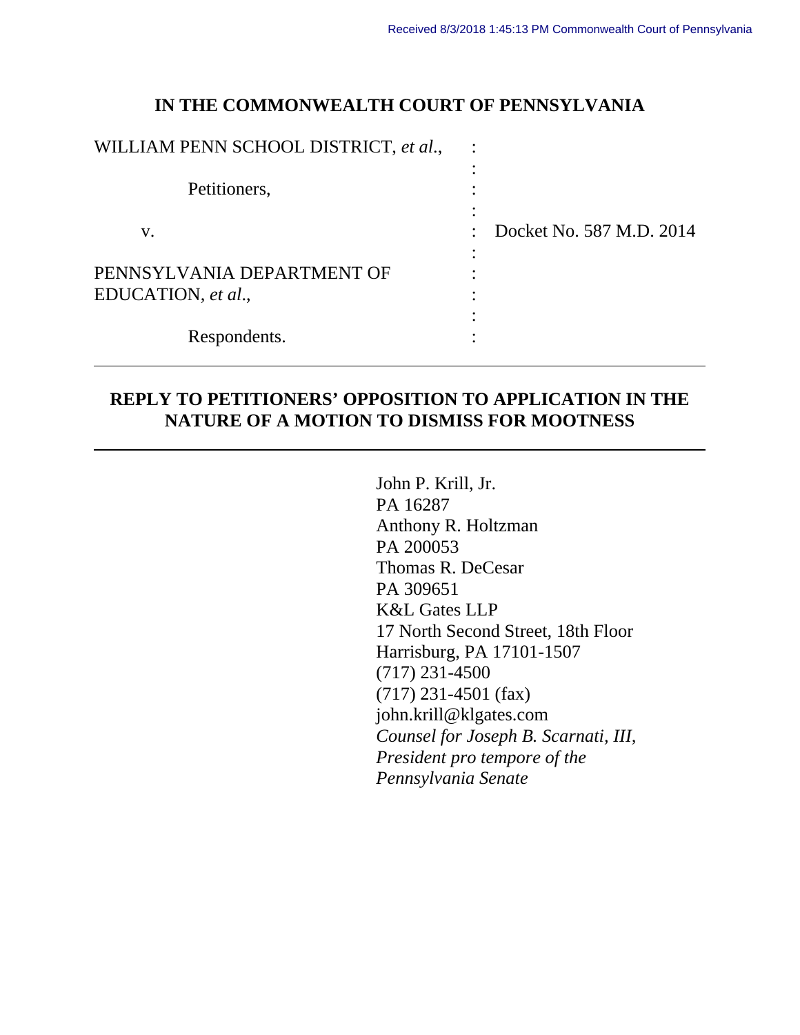Received 8/3/2018 1:45:13 PM Commonwealth Court of Pennsylvania

**IN THE COMMONWEALTH COURT OF PENNSYLVANIA**

| | | |
|---|---|---|
| WILLIAM PENN SCHOOL DISTRICT, *et al.*, | : | |
| | : | |
| Petitioners, | : | |
| | : | |
| v. | : | Docket No. 587 M.D. 2014 |
| | : | |
| PENNSYLVANIA DEPARTMENT OF EDUCATION, *et al.*, | : | |
| | : | |
| Respondents. | : | |

---

**REPLY TO PETITIONERS' OPPOSITION TO APPLICATION IN THE NATURE OF A MOTION TO DISMISS FOR MOOTNESS**

---

John P. Krill, Jr.
PA 16287
Anthony R. Holtzman
PA 200053
Thomas R. DeCesar
PA 309651
K&L Gates LLP
17 North Second Street, 18th Floor
Harrisburg, PA 17101-1507
(717) 231-4500
(717) 231-4501 (fax)
john.krill@klgates.com
*Counsel for Joseph B. Scarnati, III, President pro tempore of the Pennsylvania Senate*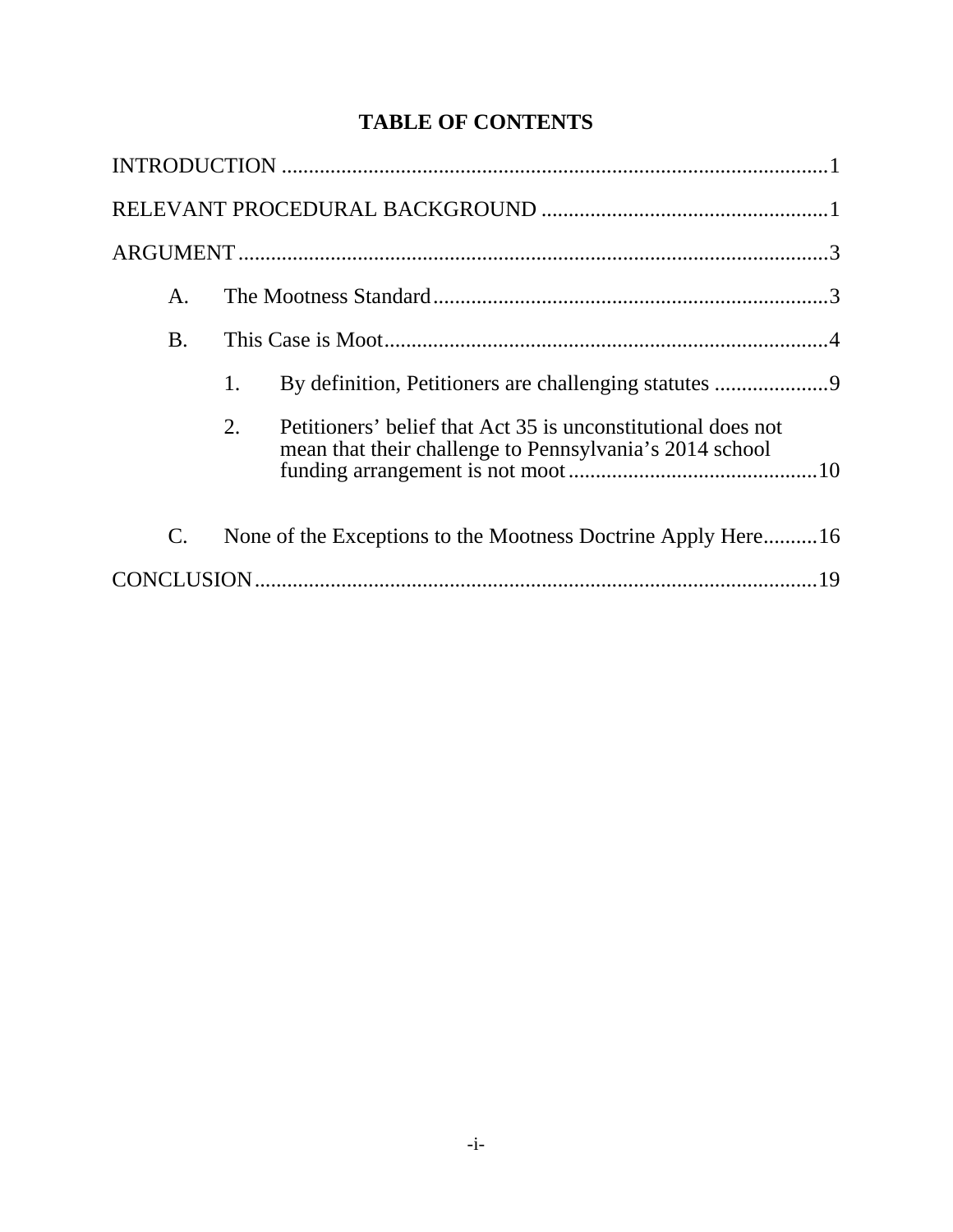## TABLE OF CONTENTS

INTRODUCTION .................................................................................................... 1

RELEVANT PROCEDURAL BACKGROUND .................................................... 1

ARGUMENT ........................................................................................................... 3

- A. The Mootness Standard ........................................................................ 3
- B. This Case is Moot ................................................................................. 4
  - 1. By definition, Petitioners are challenging statutes ..................... 9
  - 2. Petitioners' belief that Act 35 is unconstitutional does not mean that their challenge to Pennsylvania's 2014 school funding arrangement is not moot ............................................. 10
- C. None of the Exceptions to the Mootness Doctrine Apply Here .......... 16

CONCLUSION ...................................................................................................... 19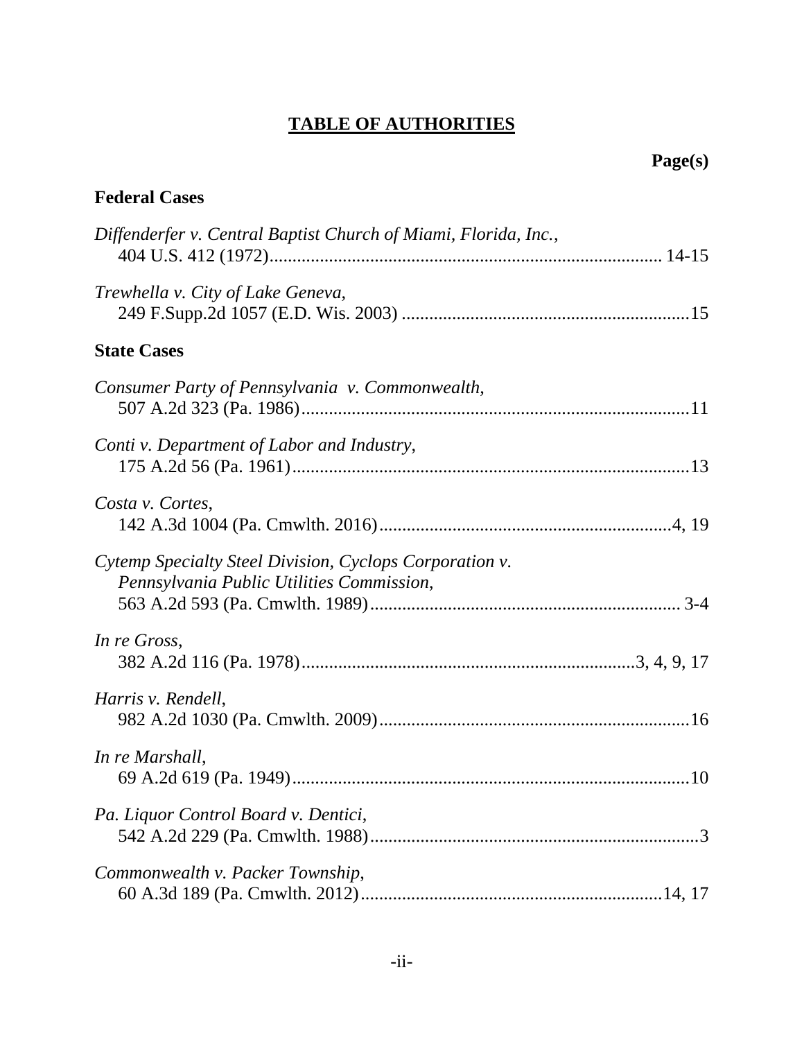# TABLE OF AUTHORITIES

**Page(s)**

## Federal Cases

*Diffenderfer v. Central Baptist Church of Miami, Florida, Inc.*, 404 U.S. 412 (1972) .......... 14-15

*Trewhella v. City of Lake Geneva*, 249 F.Supp.2d 1057 (E.D. Wis. 2003) .......... 15

## State Cases

*Consumer Party of Pennsylvania v. Commonwealth*, 507 A.2d 323 (Pa. 1986) .......... 11

*Conti v. Department of Labor and Industry*, 175 A.2d 56 (Pa. 1961) .......... 13

*Costa v. Cortes*, 142 A.3d 1004 (Pa. Cmwlth. 2016) .......... 4, 19

*Cytemp Specialty Steel Division, Cyclops Corporation v. Pennsylvania Public Utilities Commission*, 563 A.2d 593 (Pa. Cmwlth. 1989) .......... 3-4

*In re Gross*, 382 A.2d 116 (Pa. 1978) .......... 3, 4, 9, 17

*Harris v. Rendell*, 982 A.2d 1030 (Pa. Cmwlth. 2009) .......... 16

*In re Marshall*, 69 A.2d 619 (Pa. 1949) .......... 10

*Pa. Liquor Control Board v. Dentici*, 542 A.2d 229 (Pa. Cmwlth. 1988) .......... 3

*Commonwealth v. Packer Township*, 60 A.3d 189 (Pa. Cmwlth. 2012) .......... 14, 17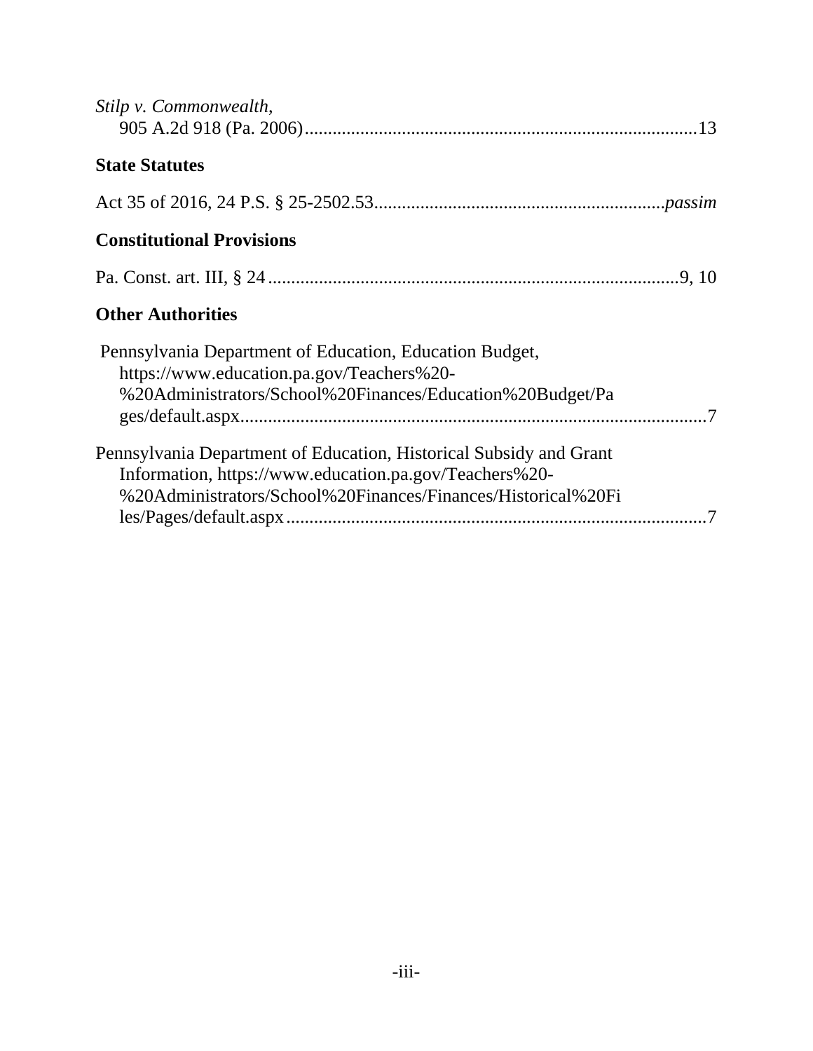*Stilp v. Commonwealth*,
905 A.2d 918 (Pa. 2006) .................................................................................... 13

**State Statutes**

Act 35 of 2016, 24 P.S. § 25-2502.53 .............................................................*passim*

**Constitutional Provisions**

Pa. Const. art. III, § 24 ........................................................................................9, 10

**Other Authorities**

Pennsylvania Department of Education, Education Budget, https://www.education.pa.gov/Teachers%20-%20Administrators/School%20Finances/Education%20Budget/Pages/default.aspx ....................................................................................................7

Pennsylvania Department of Education, Historical Subsidy and Grant Information, https://www.education.pa.gov/Teachers%20-%20Administrators/School%20Finances/Finances/Historical%20Files/Pages/default.aspx ..........................................................................................7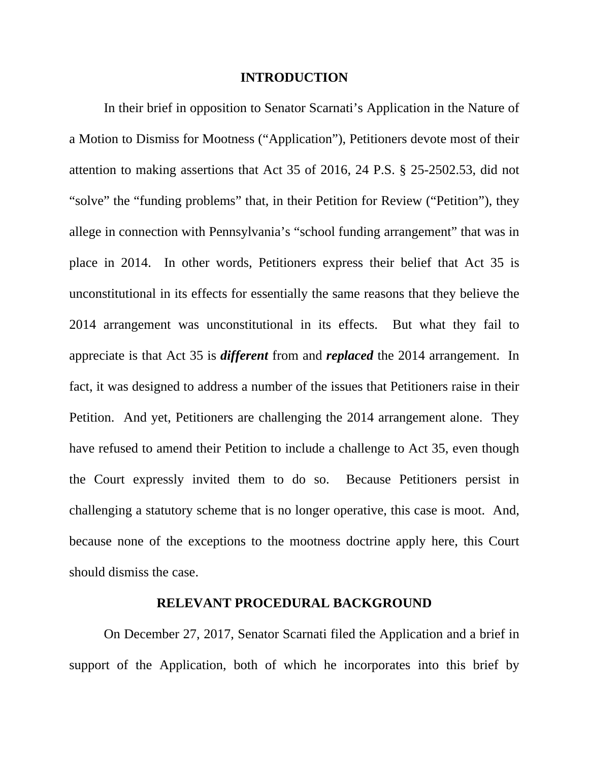## INTRODUCTION

In their brief in opposition to Senator Scarnati's Application in the Nature of a Motion to Dismiss for Mootness ("Application"), Petitioners devote most of their attention to making assertions that Act 35 of 2016, 24 P.S. § 25-2502.53, did not "solve" the "funding problems" that, in their Petition for Review ("Petition"), they allege in connection with Pennsylvania's "school funding arrangement" that was in place in 2014. In other words, Petitioners express their belief that Act 35 is unconstitutional in its effects for essentially the same reasons that they believe the 2014 arrangement was unconstitutional in its effects. But what they fail to appreciate is that Act 35 is ***different*** from and ***replaced*** the 2014 arrangement. In fact, it was designed to address a number of the issues that Petitioners raise in their Petition. And yet, Petitioners are challenging the 2014 arrangement alone. They have refused to amend their Petition to include a challenge to Act 35, even though the Court expressly invited them to do so. Because Petitioners persist in challenging a statutory scheme that is no longer operative, this case is moot. And, because none of the exceptions to the mootness doctrine apply here, this Court should dismiss the case.

## RELEVANT PROCEDURAL BACKGROUND

On December 27, 2017, Senator Scarnati filed the Application and a brief in support of the Application, both of which he incorporates into this brief by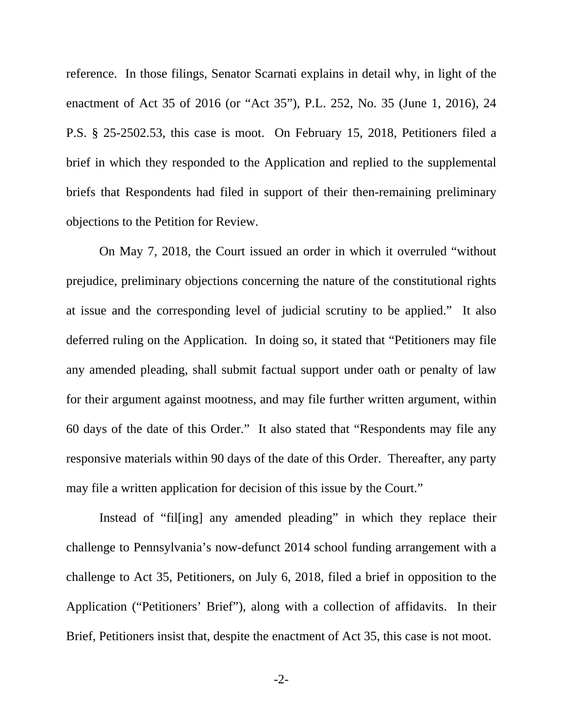reference. In those filings, Senator Scarnati explains in detail why, in light of the enactment of Act 35 of 2016 (or "Act 35"), P.L. 252, No. 35 (June 1, 2016), 24 P.S. § 25-2502.53, this case is moot. On February 15, 2018, Petitioners filed a brief in which they responded to the Application and replied to the supplemental briefs that Respondents had filed in support of their then-remaining preliminary objections to the Petition for Review.

On May 7, 2018, the Court issued an order in which it overruled "without prejudice, preliminary objections concerning the nature of the constitutional rights at issue and the corresponding level of judicial scrutiny to be applied." It also deferred ruling on the Application. In doing so, it stated that "Petitioners may file any amended pleading, shall submit factual support under oath or penalty of law for their argument against mootness, and may file further written argument, within 60 days of the date of this Order." It also stated that "Respondents may file any responsive materials within 90 days of the date of this Order. Thereafter, any party may file a written application for decision of this issue by the Court."

Instead of "fil[ing] any amended pleading" in which they replace their challenge to Pennsylvania's now-defunct 2014 school funding arrangement with a challenge to Act 35, Petitioners, on July 6, 2018, filed a brief in opposition to the Application ("Petitioners' Brief"), along with a collection of affidavits. In their Brief, Petitioners insist that, despite the enactment of Act 35, this case is not moot.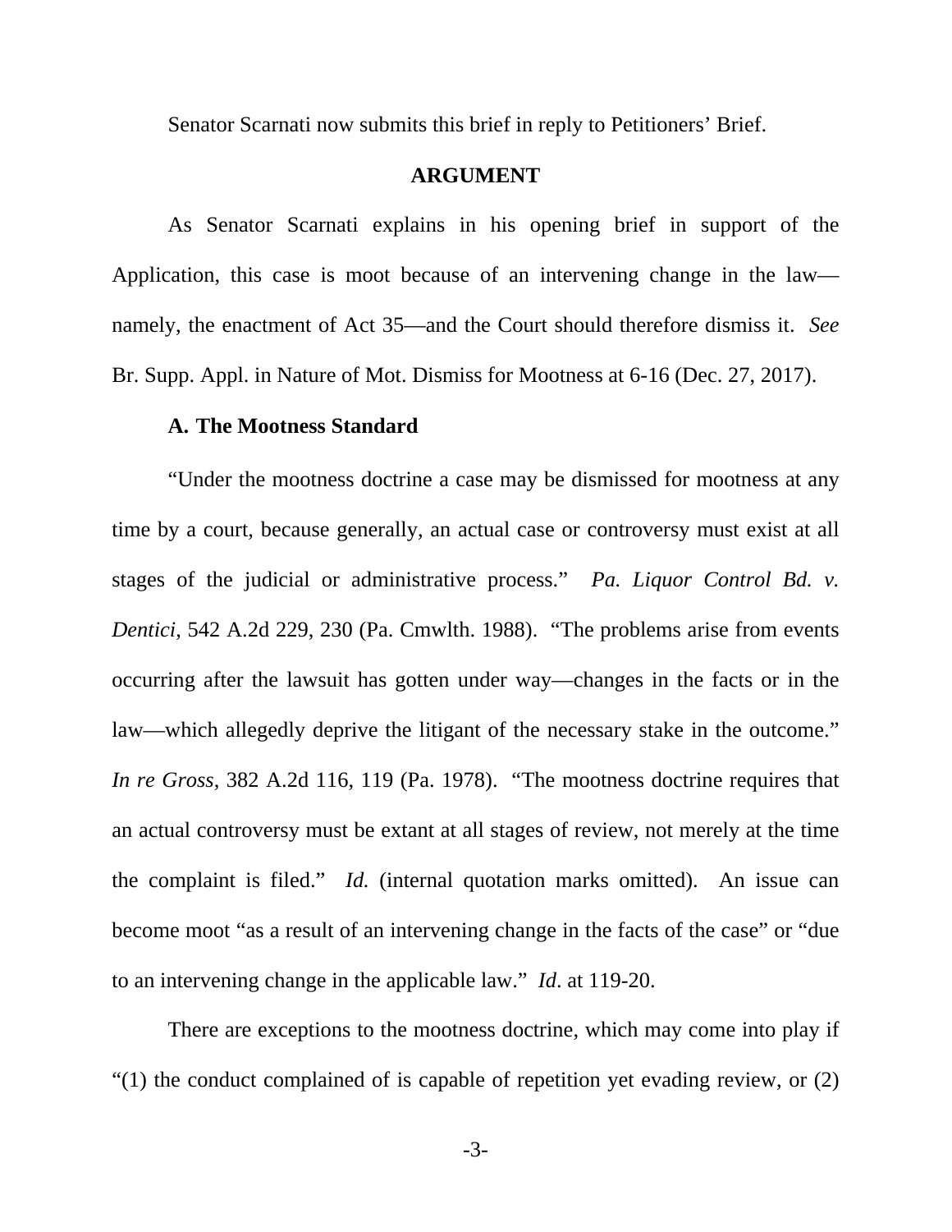Senator Scarnati now submits this brief in reply to Petitioners' Brief.

## ARGUMENT

As Senator Scarnati explains in his opening brief in support of the Application, this case is moot because of an intervening change in the law—namely, the enactment of Act 35—and the Court should therefore dismiss it. *See* Br. Supp. Appl. in Nature of Mot. Dismiss for Mootness at 6-16 (Dec. 27, 2017).

### A. The Mootness Standard

"Under the mootness doctrine a case may be dismissed for mootness at any time by a court, because generally, an actual case or controversy must exist at all stages of the judicial or administrative process." *Pa. Liquor Control Bd. v. Dentici*, 542 A.2d 229, 230 (Pa. Cmwlth. 1988). "The problems arise from events occurring after the lawsuit has gotten under way—changes in the facts or in the law—which allegedly deprive the litigant of the necessary stake in the outcome." *In re Gross*, 382 A.2d 116, 119 (Pa. 1978). "The mootness doctrine requires that an actual controversy must be extant at all stages of review, not merely at the time the complaint is filed." *Id.* (internal quotation marks omitted). An issue can become moot "as a result of an intervening change in the facts of the case" or "due to an intervening change in the applicable law." *Id*. at 119-20.

There are exceptions to the mootness doctrine, which may come into play if "(1) the conduct complained of is capable of repetition yet evading review, or (2)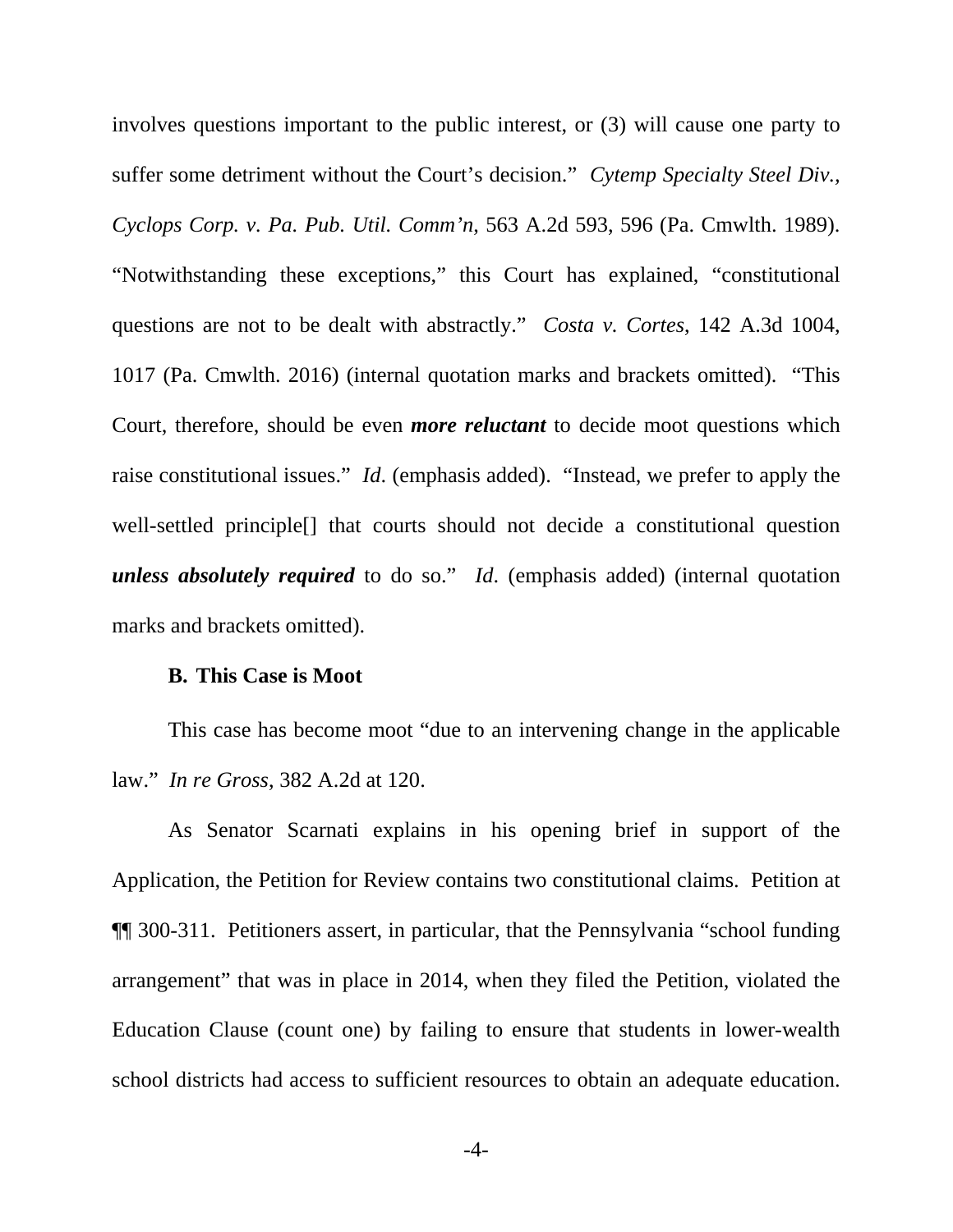involves questions important to the public interest, or (3) will cause one party to suffer some detriment without the Court's decision." *Cytemp Specialty Steel Div., Cyclops Corp. v. Pa. Pub. Util. Comm'n*, 563 A.2d 593, 596 (Pa. Cmwlth. 1989). "Notwithstanding these exceptions," this Court has explained, "constitutional questions are not to be dealt with abstractly." *Costa v. Cortes*, 142 A.3d 1004, 1017 (Pa. Cmwlth. 2016) (internal quotation marks and brackets omitted). "This Court, therefore, should be even ***more reluctant*** to decide moot questions which raise constitutional issues." *Id*. (emphasis added). "Instead, we prefer to apply the well-settled principle[] that courts should not decide a constitutional question ***unless absolutely required*** to do so." *Id*. (emphasis added) (internal quotation marks and brackets omitted).

**B. This Case is Moot**

This case has become moot "due to an intervening change in the applicable law." *In re Gross*, 382 A.2d at 120.

As Senator Scarnati explains in his opening brief in support of the Application, the Petition for Review contains two constitutional claims. Petition at ¶¶ 300-311. Petitioners assert, in particular, that the Pennsylvania "school funding arrangement" that was in place in 2014, when they filed the Petition, violated the Education Clause (count one) by failing to ensure that students in lower-wealth school districts had access to sufficient resources to obtain an adequate education.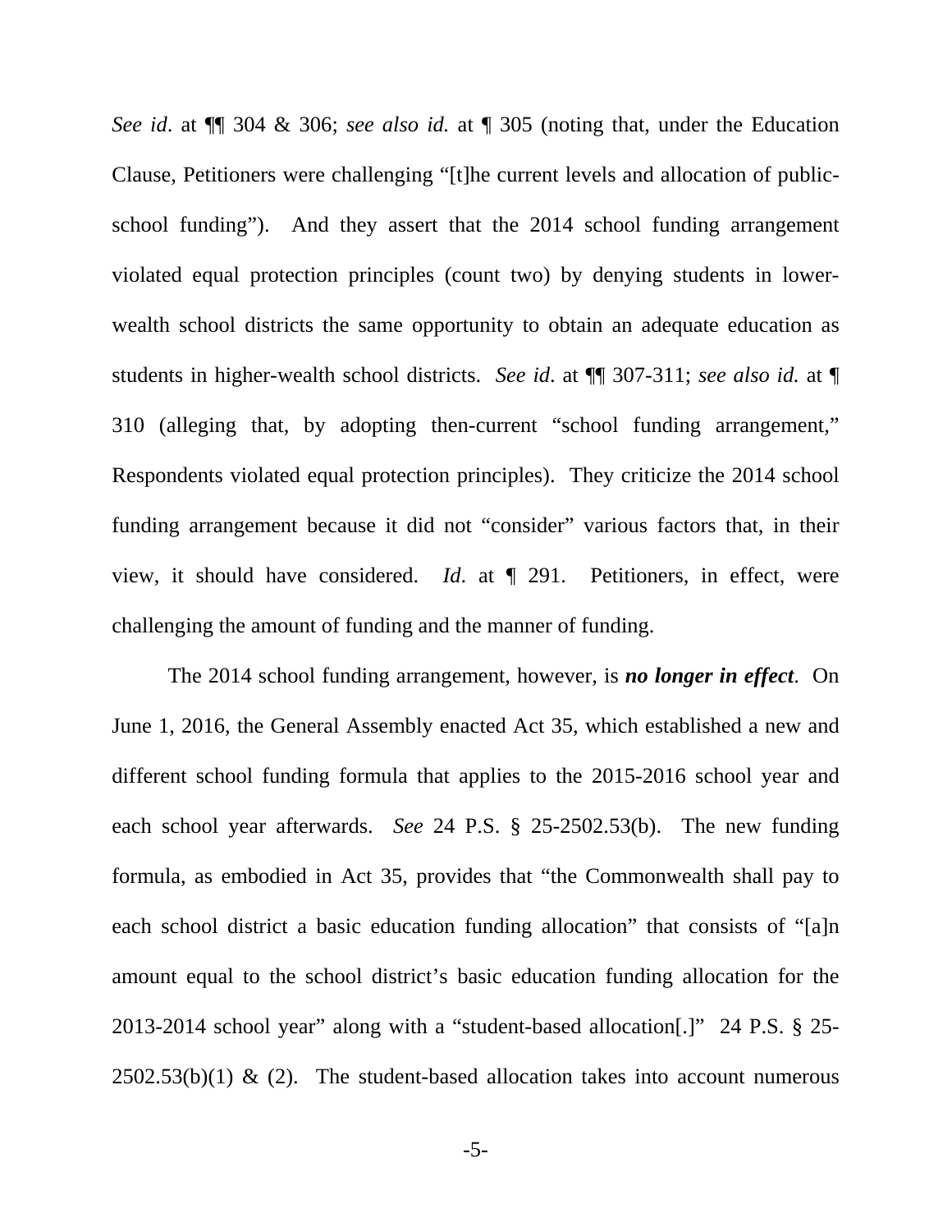*See id*. at ¶¶ 304 & 306; *see also id.* at ¶ 305 (noting that, under the Education Clause, Petitioners were challenging "[t]he current levels and allocation of public-school funding"). And they assert that the 2014 school funding arrangement violated equal protection principles (count two) by denying students in lower-wealth school districts the same opportunity to obtain an adequate education as students in higher-wealth school districts. *See id*. at ¶¶ 307-311; *see also id.* at ¶ 310 (alleging that, by adopting then-current "school funding arrangement," Respondents violated equal protection principles). They criticize the 2014 school funding arrangement because it did not "consider" various factors that, in their view, it should have considered. *Id*. at ¶ 291. Petitioners, in effect, were challenging the amount of funding and the manner of funding.

The 2014 school funding arrangement, however, is ***no longer in effect***. On June 1, 2016, the General Assembly enacted Act 35, which established a new and different school funding formula that applies to the 2015-2016 school year and each school year afterwards. *See* 24 P.S. § 25-2502.53(b). The new funding formula, as embodied in Act 35, provides that "the Commonwealth shall pay to each school district a basic education funding allocation" that consists of "[a]n amount equal to the school district's basic education funding allocation for the 2013-2014 school year" along with a "student-based allocation[.]" 24 P.S. § 25-2502.53(b)(1) & (2). The student-based allocation takes into account numerous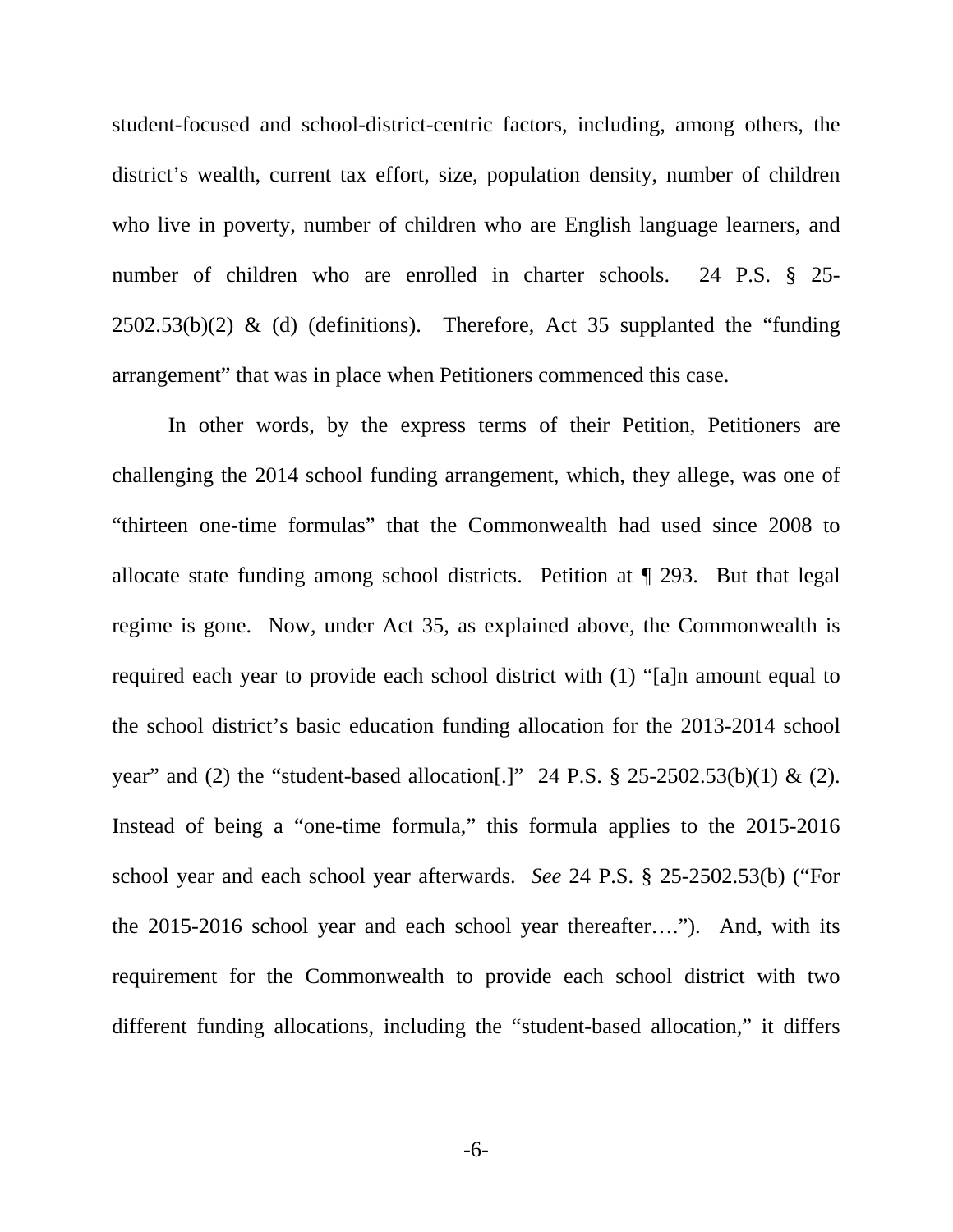student-focused and school-district-centric factors, including, among others, the district's wealth, current tax effort, size, population density, number of children who live in poverty, number of children who are English language learners, and number of children who are enrolled in charter schools. 24 P.S. § 25-2502.53(b)(2) & (d) (definitions). Therefore, Act 35 supplanted the "funding arrangement" that was in place when Petitioners commenced this case.

In other words, by the express terms of their Petition, Petitioners are challenging the 2014 school funding arrangement, which, they allege, was one of "thirteen one-time formulas" that the Commonwealth had used since 2008 to allocate state funding among school districts. Petition at ¶ 293. But that legal regime is gone. Now, under Act 35, as explained above, the Commonwealth is required each year to provide each school district with (1) "[a]n amount equal to the school district's basic education funding allocation for the 2013-2014 school year" and (2) the "student-based allocation[.]" 24 P.S. § 25-2502.53(b)(1) & (2). Instead of being a "one-time formula," this formula applies to the 2015-2016 school year and each school year afterwards. *See* 24 P.S. § 25-2502.53(b) ("For the 2015-2016 school year and each school year thereafter…."). And, with its requirement for the Commonwealth to provide each school district with two different funding allocations, including the "student-based allocation," it differs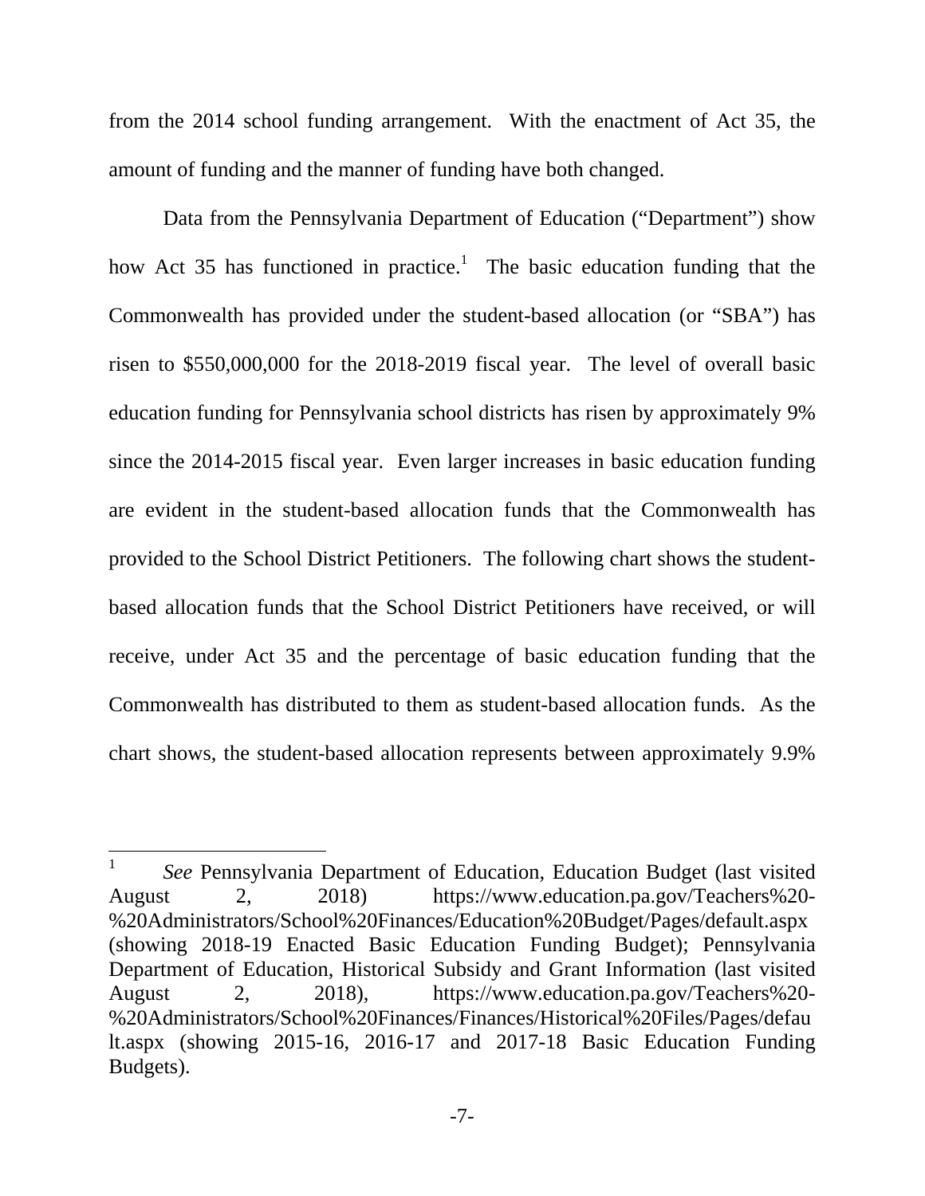from the 2014 school funding arrangement. With the enactment of Act 35, the amount of funding and the manner of funding have both changed.

Data from the Pennsylvania Department of Education ("Department") show how Act 35 has functioned in practice.[1] The basic education funding that the Commonwealth has provided under the student-based allocation (or "SBA") has risen to $550,000,000 for the 2018-2019 fiscal year. The level of overall basic education funding for Pennsylvania school districts has risen by approximately 9% since the 2014-2015 fiscal year. Even larger increases in basic education funding are evident in the student-based allocation funds that the Commonwealth has provided to the School District Petitioners. The following chart shows the student-based allocation funds that the School District Petitioners have received, or will receive, under Act 35 and the percentage of basic education funding that the Commonwealth has distributed to them as student-based allocation funds. As the chart shows, the student-based allocation represents between approximately 9.9%

---

[1] *See* Pennsylvania Department of Education, Education Budget (last visited August 2, 2018) https://www.education.pa.gov/Teachers%20-%20Administrators/School%20Finances/Education%20Budget/Pages/default.aspx (showing 2018-19 Enacted Basic Education Funding Budget); Pennsylvania Department of Education, Historical Subsidy and Grant Information (last visited August 2, 2018), https://www.education.pa.gov/Teachers%20-%20Administrators/School%20Finances/Finances/Historical%20Files/Pages/default.aspx (showing 2015-16, 2016-17 and 2017-18 Basic Education Funding Budgets).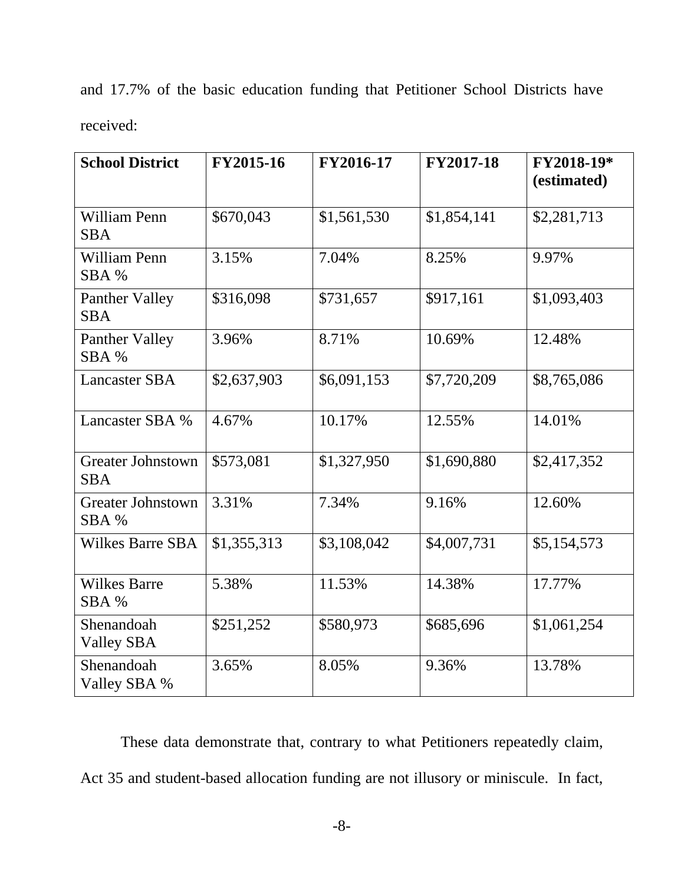and 17.7% of the basic education funding that Petitioner School Districts have received:

| School District | FY2015-16 | FY2016-17 | FY2017-18 | FY2018-19* (estimated) |
|---|---|---|---|---|
| William Penn SBA | $670,043 | $1,561,530 | $1,854,141 | $2,281,713 |
| William Penn SBA % | 3.15% | 7.04% | 8.25% | 9.97% |
| Panther Valley SBA | $316,098 | $731,657 | $917,161 | $1,093,403 |
| Panther Valley SBA % | 3.96% | 8.71% | 10.69% | 12.48% |
| Lancaster SBA | $2,637,903 | $6,091,153 | $7,720,209 | $8,765,086 |
| Lancaster SBA % | 4.67% | 10.17% | 12.55% | 14.01% |
| Greater Johnstown SBA | $573,081 | $1,327,950 | $1,690,880 | $2,417,352 |
| Greater Johnstown SBA % | 3.31% | 7.34% | 9.16% | 12.60% |
| Wilkes Barre SBA | $1,355,313 | $3,108,042 | $4,007,731 | $5,154,573 |
| Wilkes Barre SBA % | 5.38% | 11.53% | 14.38% | 17.77% |
| Shenandoah Valley SBA | $251,252 | $580,973 | $685,696 | $1,061,254 |
| Shenandoah Valley SBA % | 3.65% | 8.05% | 9.36% | 13.78% |

These data demonstrate that, contrary to what Petitioners repeatedly claim, Act 35 and student-based allocation funding are not illusory or miniscule. In fact,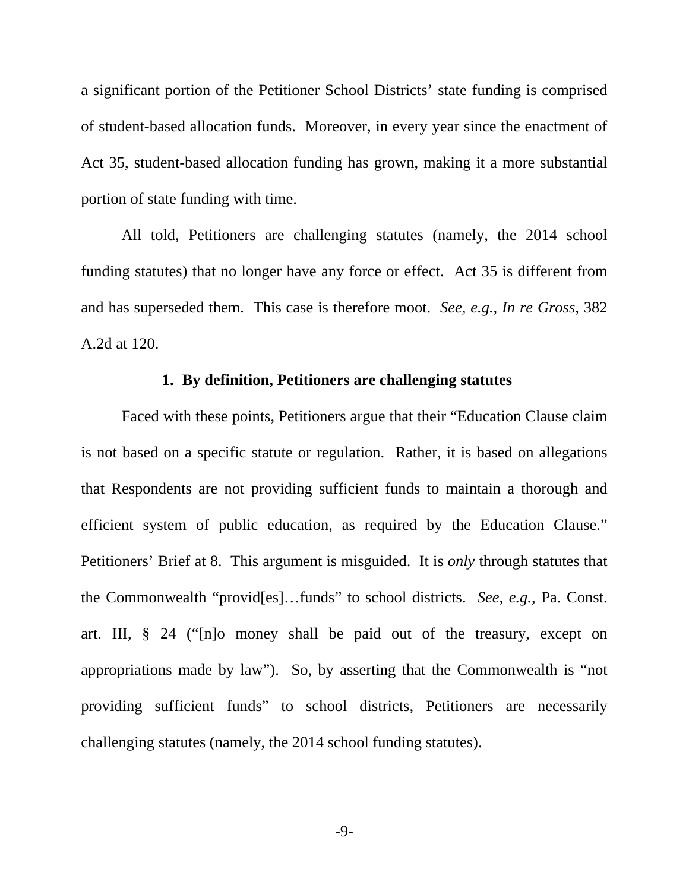a significant portion of the Petitioner School Districts' state funding is comprised of student-based allocation funds. Moreover, in every year since the enactment of Act 35, student-based allocation funding has grown, making it a more substantial portion of state funding with time.

All told, Petitioners are challenging statutes (namely, the 2014 school funding statutes) that no longer have any force or effect. Act 35 is different from and has superseded them. This case is therefore moot. *See, e.g.*, *In re Gross*, 382 A.2d at 120.

### 1. By definition, Petitioners are challenging statutes

Faced with these points, Petitioners argue that their "Education Clause claim is not based on a specific statute or regulation. Rather, it is based on allegations that Respondents are not providing sufficient funds to maintain a thorough and efficient system of public education, as required by the Education Clause." Petitioners' Brief at 8. This argument is misguided. It is *only* through statutes that the Commonwealth "provid[es]…funds" to school districts. *See, e.g.,* Pa. Const. art. III, § 24 ("[n]o money shall be paid out of the treasury, except on appropriations made by law"). So, by asserting that the Commonwealth is "not providing sufficient funds" to school districts, Petitioners are necessarily challenging statutes (namely, the 2014 school funding statutes).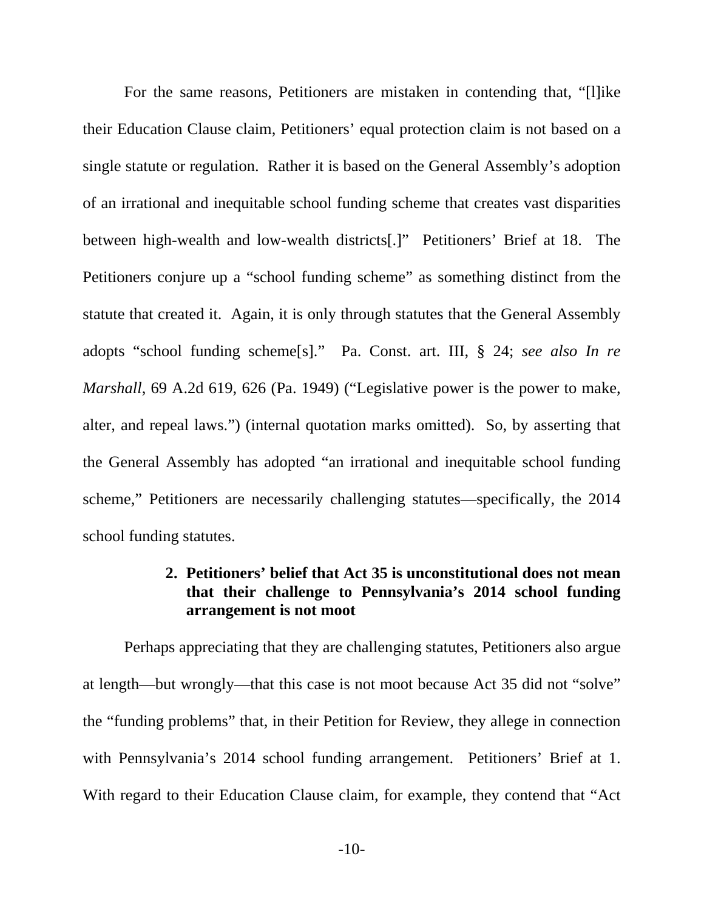For the same reasons, Petitioners are mistaken in contending that, "[l]ike their Education Clause claim, Petitioners' equal protection claim is not based on a single statute or regulation. Rather it is based on the General Assembly's adoption of an irrational and inequitable school funding scheme that creates vast disparities between high-wealth and low-wealth districts[.]" Petitioners' Brief at 18. The Petitioners conjure up a "school funding scheme" as something distinct from the statute that created it. Again, it is only through statutes that the General Assembly adopts "school funding scheme[s]." Pa. Const. art. III, § 24; *see also In re Marshall*, 69 A.2d 619, 626 (Pa. 1949) ("Legislative power is the power to make, alter, and repeal laws.") (internal quotation marks omitted). So, by asserting that the General Assembly has adopted "an irrational and inequitable school funding scheme," Petitioners are necessarily challenging statutes—specifically, the 2014 school funding statutes.

### 2. Petitioners' belief that Act 35 is unconstitutional does not mean that their challenge to Pennsylvania's 2014 school funding arrangement is not moot

Perhaps appreciating that they are challenging statutes, Petitioners also argue at length—but wrongly—that this case is not moot because Act 35 did not "solve" the "funding problems" that, in their Petition for Review, they allege in connection with Pennsylvania's 2014 school funding arrangement. Petitioners' Brief at 1. With regard to their Education Clause claim, for example, they contend that "Act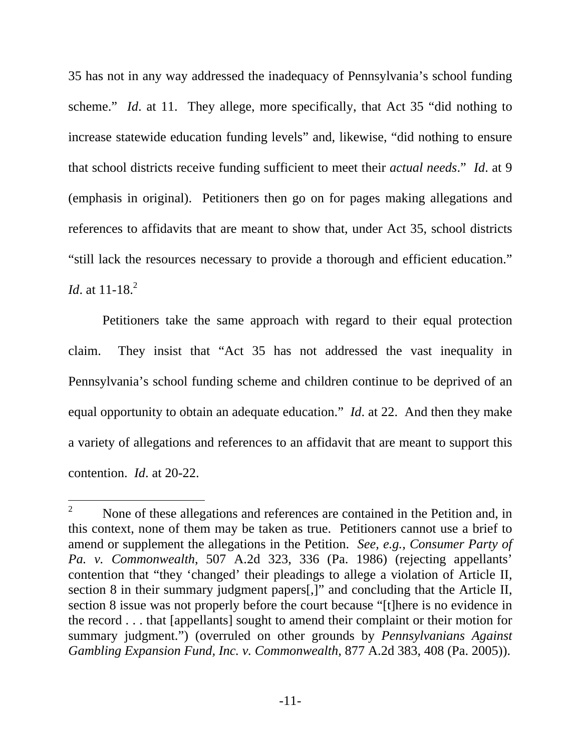35 has not in any way addressed the inadequacy of Pennsylvania's school funding scheme." *Id*. at 11. They allege, more specifically, that Act 35 "did nothing to increase statewide education funding levels" and, likewise, "did nothing to ensure that school districts receive funding sufficient to meet their *actual needs*." *Id*. at 9 (emphasis in original). Petitioners then go on for pages making allegations and references to affidavits that are meant to show that, under Act 35, school districts "still lack the resources necessary to provide a thorough and efficient education." *Id*. at 11-18.[2]

Petitioners take the same approach with regard to their equal protection claim. They insist that "Act 35 has not addressed the vast inequality in Pennsylvania's school funding scheme and children continue to be deprived of an equal opportunity to obtain an adequate education." *Id*. at 22. And then they make a variety of allegations and references to an affidavit that are meant to support this contention. *Id*. at 20-22.

---

[2] None of these allegations and references are contained in the Petition and, in this context, none of them may be taken as true. Petitioners cannot use a brief to amend or supplement the allegations in the Petition. *See, e.g., Consumer Party of Pa. v. Commonwealth*, 507 A.2d 323, 336 (Pa. 1986) (rejecting appellants' contention that "they 'changed' their pleadings to allege a violation of Article II, section 8 in their summary judgment papers[,]" and concluding that the Article II, section 8 issue was not properly before the court because "[t]here is no evidence in the record . . . that [appellants] sought to amend their complaint or their motion for summary judgment.") (overruled on other grounds by *Pennsylvanians Against Gambling Expansion Fund, Inc. v. Commonwealth*, 877 A.2d 383, 408 (Pa. 2005)).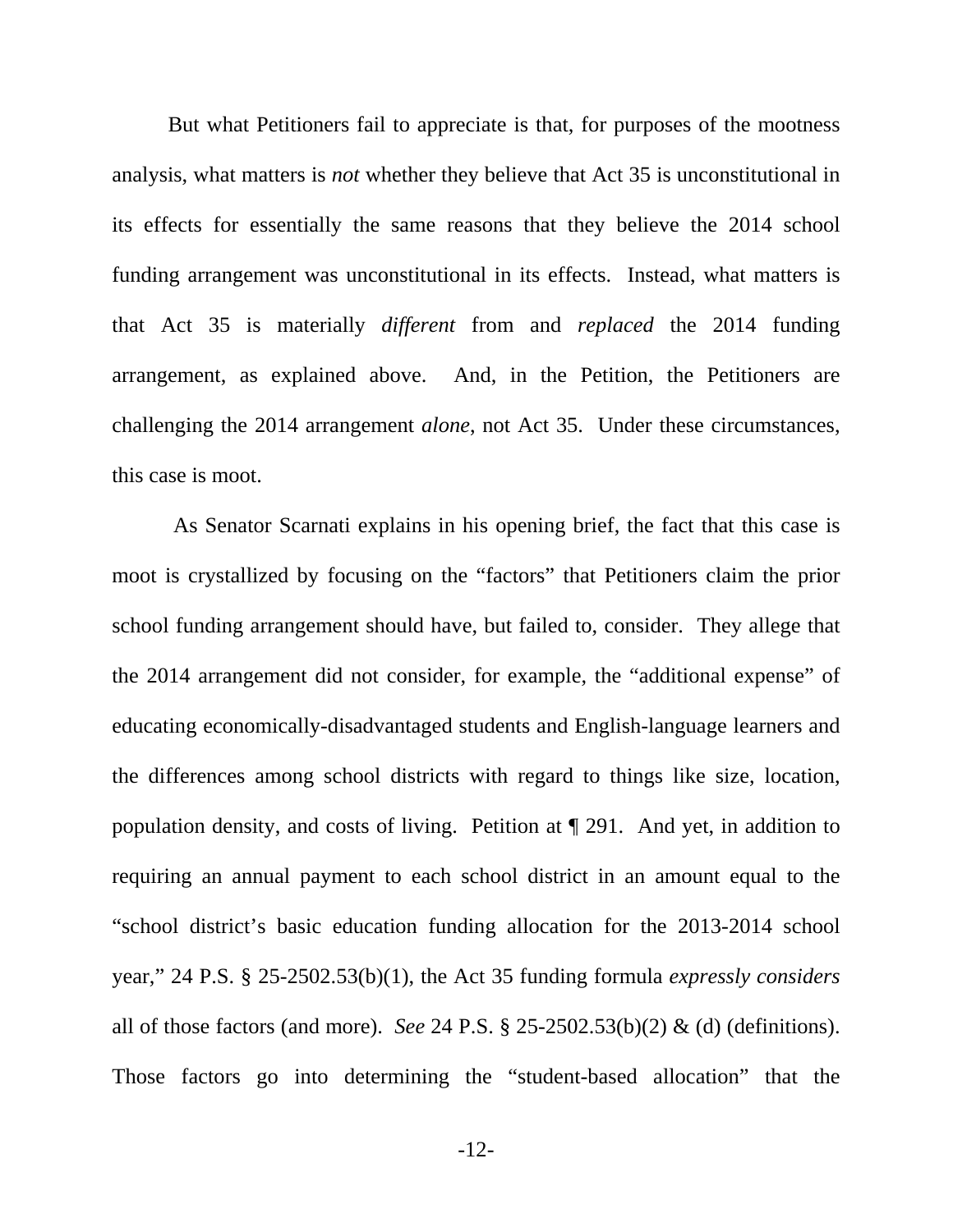But what Petitioners fail to appreciate is that, for purposes of the mootness analysis, what matters is *not* whether they believe that Act 35 is unconstitutional in its effects for essentially the same reasons that they believe the 2014 school funding arrangement was unconstitutional in its effects. Instead, what matters is that Act 35 is materially *different* from and *replaced* the 2014 funding arrangement, as explained above. And, in the Petition, the Petitioners are challenging the 2014 arrangement *alone*, not Act 35. Under these circumstances, this case is moot.

As Senator Scarnati explains in his opening brief, the fact that this case is moot is crystallized by focusing on the "factors" that Petitioners claim the prior school funding arrangement should have, but failed to, consider. They allege that the 2014 arrangement did not consider, for example, the "additional expense" of educating economically-disadvantaged students and English-language learners and the differences among school districts with regard to things like size, location, population density, and costs of living. Petition at ¶ 291. And yet, in addition to requiring an annual payment to each school district in an amount equal to the "school district's basic education funding allocation for the 2013-2014 school year," 24 P.S. § 25-2502.53(b)(1), the Act 35 funding formula *expressly considers* all of those factors (and more). *See* 24 P.S. § 25-2502.53(b)(2) & (d) (definitions). Those factors go into determining the "student-based allocation" that the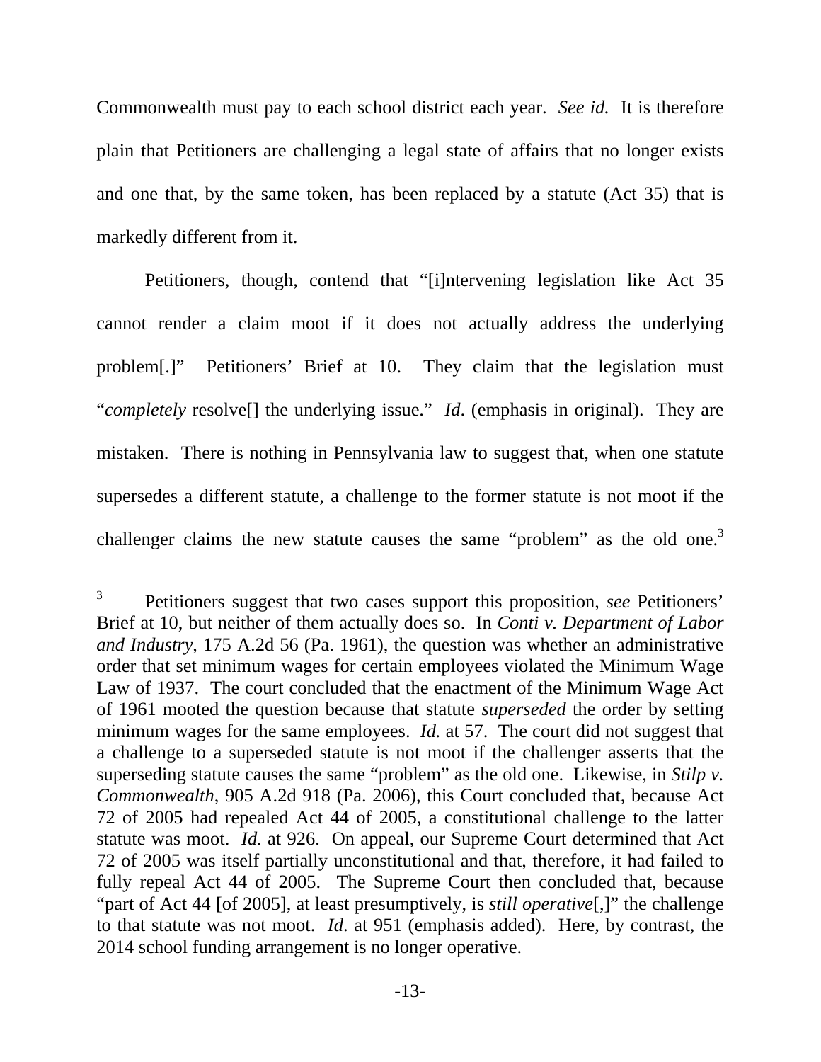Commonwealth must pay to each school district each year. *See id.* It is therefore plain that Petitioners are challenging a legal state of affairs that no longer exists and one that, by the same token, has been replaced by a statute (Act 35) that is markedly different from it.

Petitioners, though, contend that "[i]ntervening legislation like Act 35 cannot render a claim moot if it does not actually address the underlying problem[.]" Petitioners' Brief at 10. They claim that the legislation must "*completely* resolve[] the underlying issue." *Id*. (emphasis in original). They are mistaken. There is nothing in Pennsylvania law to suggest that, when one statute supersedes a different statute, a challenge to the former statute is not moot if the challenger claims the new statute causes the same "problem" as the old one.[3]

[3] Petitioners suggest that two cases support this proposition, *see* Petitioners' Brief at 10, but neither of them actually does so. In *Conti v. Department of Labor and Industry*, 175 A.2d 56 (Pa. 1961), the question was whether an administrative order that set minimum wages for certain employees violated the Minimum Wage Law of 1937. The court concluded that the enactment of the Minimum Wage Act of 1961 mooted the question because that statute *superseded* the order by setting minimum wages for the same employees. *Id.* at 57. The court did not suggest that a challenge to a superseded statute is not moot if the challenger asserts that the superseding statute causes the same "problem" as the old one. Likewise, in *Stilp v. Commonwealth*, 905 A.2d 918 (Pa. 2006), this Court concluded that, because Act 72 of 2005 had repealed Act 44 of 2005, a constitutional challenge to the latter statute was moot. *Id.* at 926. On appeal, our Supreme Court determined that Act 72 of 2005 was itself partially unconstitutional and that, therefore, it had failed to fully repeal Act 44 of 2005. The Supreme Court then concluded that, because "part of Act 44 [of 2005], at least presumptively, is *still operative*[,]" the challenge to that statute was not moot. *Id*. at 951 (emphasis added). Here, by contrast, the 2014 school funding arrangement is no longer operative.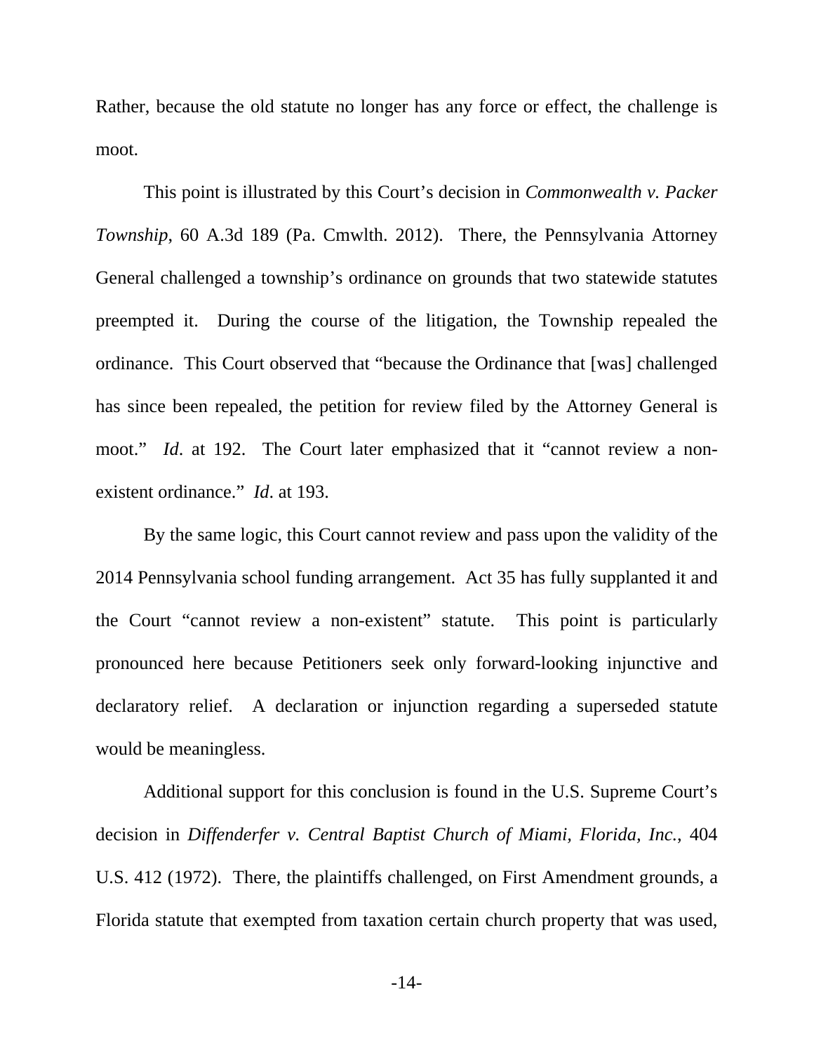Rather, because the old statute no longer has any force or effect, the challenge is moot.

This point is illustrated by this Court's decision in *Commonwealth v. Packer Township,* 60 A.3d 189 (Pa. Cmwlth. 2012). There, the Pennsylvania Attorney General challenged a township's ordinance on grounds that two statewide statutes preempted it. During the course of the litigation, the Township repealed the ordinance. This Court observed that "because the Ordinance that [was] challenged has since been repealed, the petition for review filed by the Attorney General is moot." *Id*. at 192. The Court later emphasized that it "cannot review a non-existent ordinance." *Id*. at 193.

By the same logic, this Court cannot review and pass upon the validity of the 2014 Pennsylvania school funding arrangement. Act 35 has fully supplanted it and the Court "cannot review a non-existent" statute. This point is particularly pronounced here because Petitioners seek only forward-looking injunctive and declaratory relief. A declaration or injunction regarding a superseded statute would be meaningless.

Additional support for this conclusion is found in the U.S. Supreme Court's decision in *Diffenderfer v. Central Baptist Church of Miami, Florida, Inc.*, 404 U.S. 412 (1972). There, the plaintiffs challenged, on First Amendment grounds, a Florida statute that exempted from taxation certain church property that was used,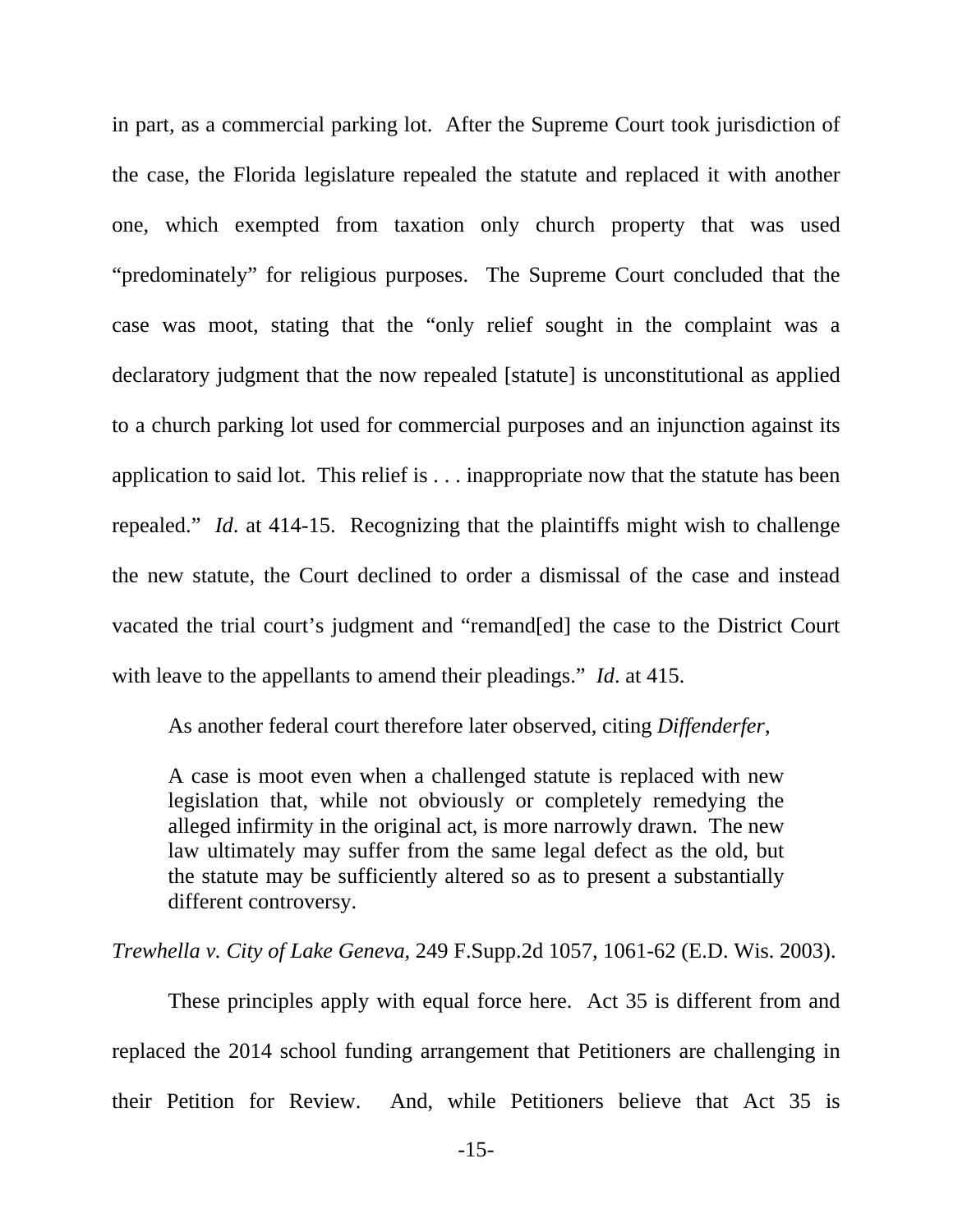in part, as a commercial parking lot. After the Supreme Court took jurisdiction of the case, the Florida legislature repealed the statute and replaced it with another one, which exempted from taxation only church property that was used "predominately" for religious purposes. The Supreme Court concluded that the case was moot, stating that the "only relief sought in the complaint was a declaratory judgment that the now repealed [statute] is unconstitutional as applied to a church parking lot used for commercial purposes and an injunction against its application to said lot. This relief is . . . inappropriate now that the statute has been repealed." *Id*. at 414-15. Recognizing that the plaintiffs might wish to challenge the new statute, the Court declined to order a dismissal of the case and instead vacated the trial court's judgment and "remand[ed] the case to the District Court with leave to the appellants to amend their pleadings." *Id*. at 415.

As another federal court therefore later observed, citing *Diffenderfer*,

> A case is moot even when a challenged statute is replaced with new legislation that, while not obviously or completely remedying the alleged infirmity in the original act, is more narrowly drawn. The new law ultimately may suffer from the same legal defect as the old, but the statute may be sufficiently altered so as to present a substantially different controversy.

*Trewhella v. City of Lake Geneva*, 249 F.Supp.2d 1057, 1061-62 (E.D. Wis. 2003).

These principles apply with equal force here. Act 35 is different from and replaced the 2014 school funding arrangement that Petitioners are challenging in their Petition for Review. And, while Petitioners believe that Act 35 is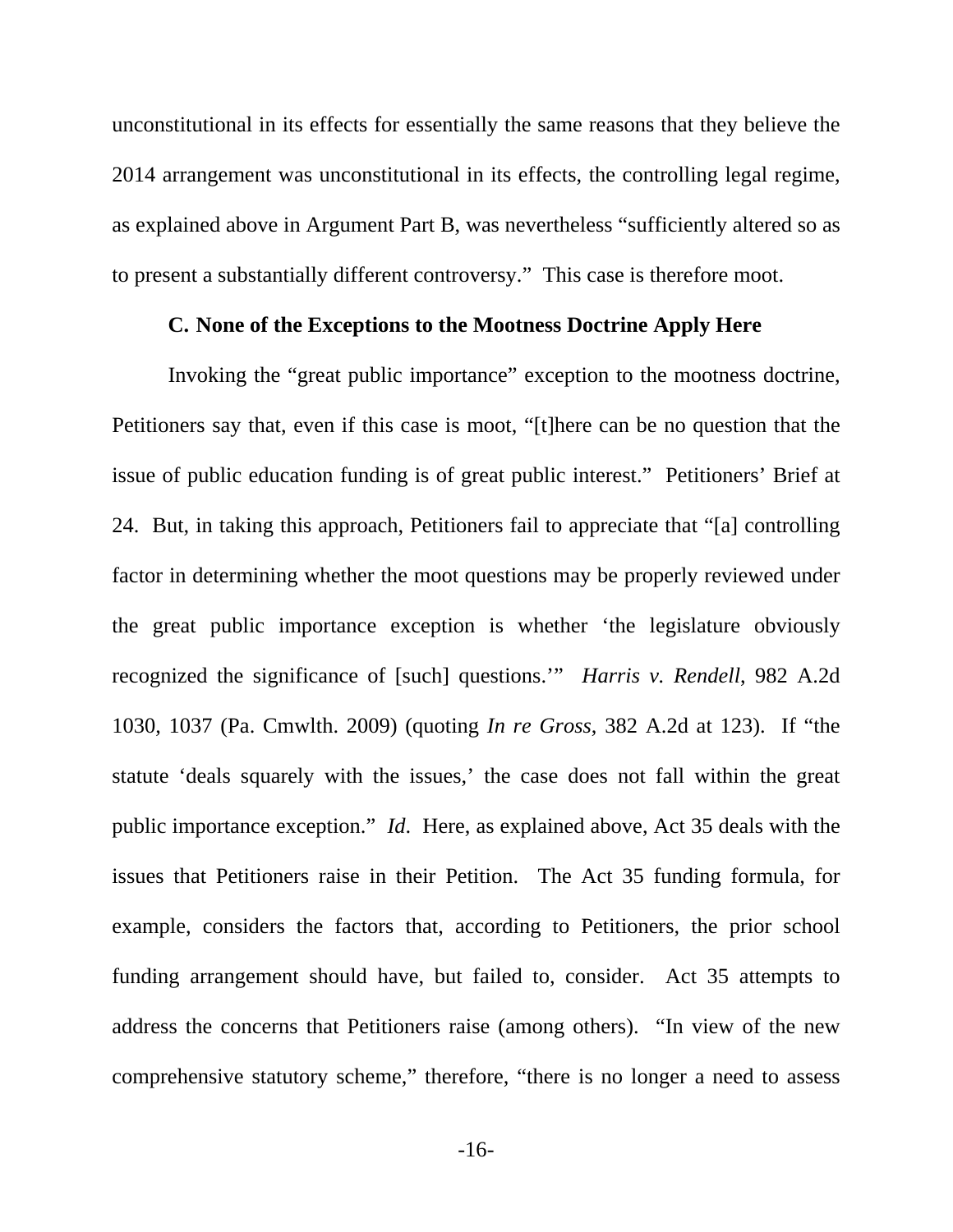unconstitutional in its effects for essentially the same reasons that they believe the 2014 arrangement was unconstitutional in its effects, the controlling legal regime, as explained above in Argument Part B, was nevertheless "sufficiently altered so as to present a substantially different controversy." This case is therefore moot.

**C. None of the Exceptions to the Mootness Doctrine Apply Here**

Invoking the "great public importance" exception to the mootness doctrine, Petitioners say that, even if this case is moot, "[t]here can be no question that the issue of public education funding is of great public interest." Petitioners' Brief at 24. But, in taking this approach, Petitioners fail to appreciate that "[a] controlling factor in determining whether the moot questions may be properly reviewed under the great public importance exception is whether 'the legislature obviously recognized the significance of [such] questions.'" *Harris v. Rendell*, 982 A.2d 1030, 1037 (Pa. Cmwlth. 2009) (quoting *In re Gross*, 382 A.2d at 123). If "the statute 'deals squarely with the issues,' the case does not fall within the great public importance exception." *Id*. Here, as explained above, Act 35 deals with the issues that Petitioners raise in their Petition. The Act 35 funding formula, for example, considers the factors that, according to Petitioners, the prior school funding arrangement should have, but failed to, consider. Act 35 attempts to address the concerns that Petitioners raise (among others). "In view of the new comprehensive statutory scheme," therefore, "there is no longer a need to assess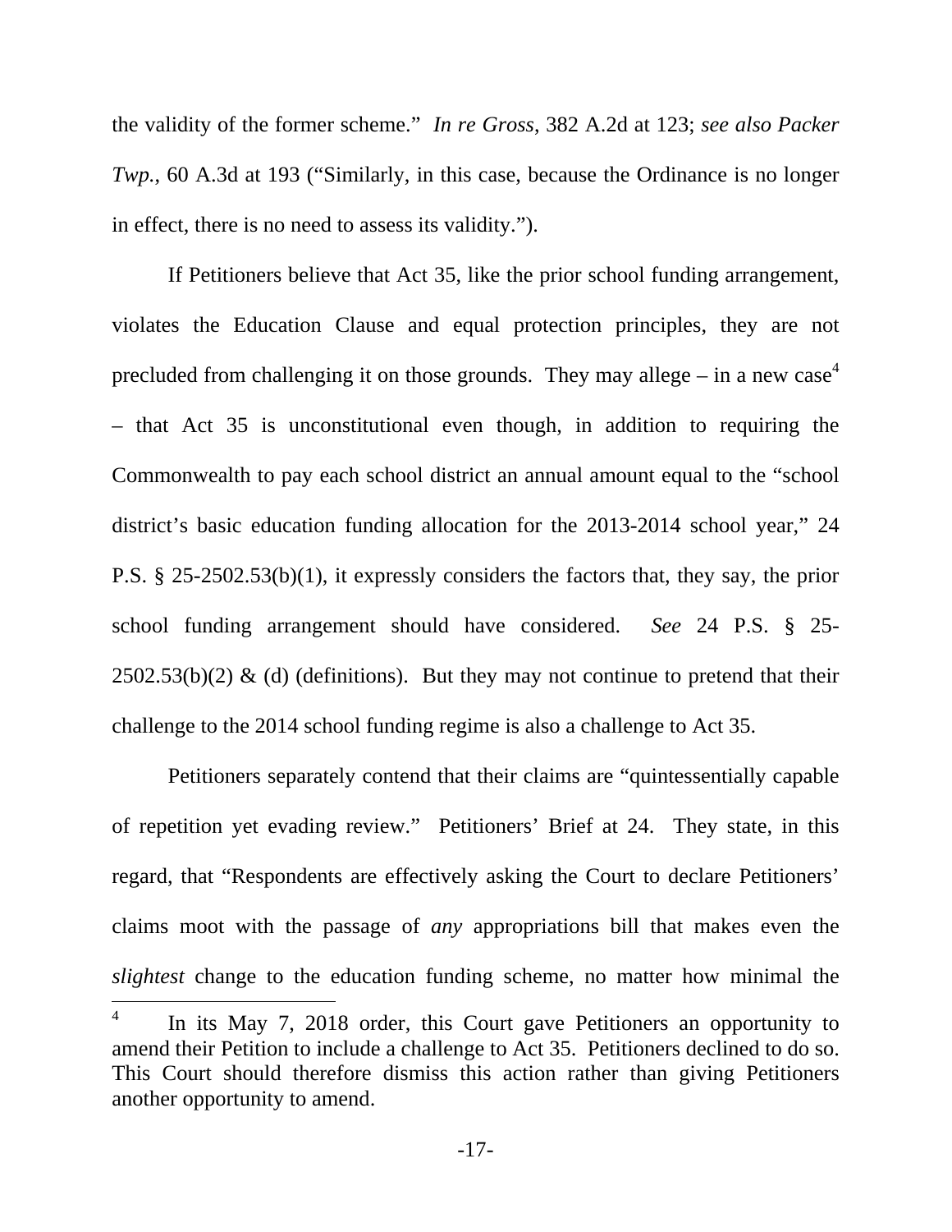the validity of the former scheme." *In re Gross*, 382 A.2d at 123; *see also Packer Twp.*, 60 A.3d at 193 ("Similarly, in this case, because the Ordinance is no longer in effect, there is no need to assess its validity.").

If Petitioners believe that Act 35, like the prior school funding arrangement, violates the Education Clause and equal protection principles, they are not precluded from challenging it on those grounds. They may allege – in a new case[4] – that Act 35 is unconstitutional even though, in addition to requiring the Commonwealth to pay each school district an annual amount equal to the "school district's basic education funding allocation for the 2013-2014 school year," 24 P.S. § 25-2502.53(b)(1), it expressly considers the factors that, they say, the prior school funding arrangement should have considered. *See* 24 P.S. § 25-2502.53(b)(2) & (d) (definitions). But they may not continue to pretend that their challenge to the 2014 school funding regime is also a challenge to Act 35.

Petitioners separately contend that their claims are "quintessentially capable of repetition yet evading review." Petitioners' Brief at 24. They state, in this regard, that "Respondents are effectively asking the Court to declare Petitioners' claims moot with the passage of *any* appropriations bill that makes even the *slightest* change to the education funding scheme, no matter how minimal the

---

[4] In its May 7, 2018 order, this Court gave Petitioners an opportunity to amend their Petition to include a challenge to Act 35. Petitioners declined to do so. This Court should therefore dismiss this action rather than giving Petitioners another opportunity to amend.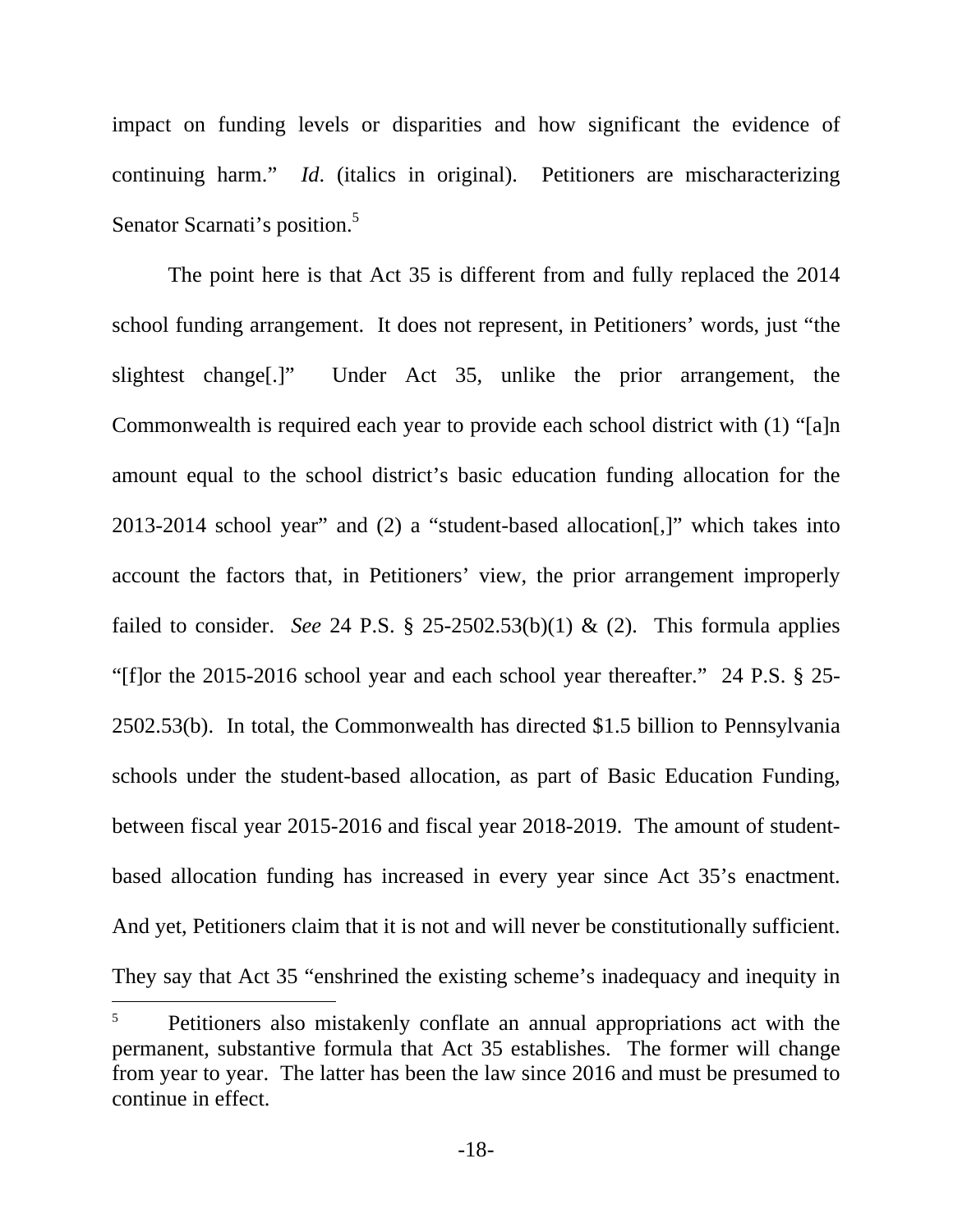impact on funding levels or disparities and how significant the evidence of continuing harm." *Id*. (italics in original). Petitioners are mischaracterizing Senator Scarnati's position.[5]

The point here is that Act 35 is different from and fully replaced the 2014 school funding arrangement. It does not represent, in Petitioners' words, just "the slightest change[.]" Under Act 35, unlike the prior arrangement, the Commonwealth is required each year to provide each school district with (1) "[a]n amount equal to the school district's basic education funding allocation for the 2013-2014 school year" and (2) a "student-based allocation[,]" which takes into account the factors that, in Petitioners' view, the prior arrangement improperly failed to consider. *See* 24 P.S. § 25-2502.53(b)(1) & (2). This formula applies "[f]or the 2015-2016 school year and each school year thereafter." 24 P.S. § 25-2502.53(b). In total, the Commonwealth has directed $1.5 billion to Pennsylvania schools under the student-based allocation, as part of Basic Education Funding, between fiscal year 2015-2016 and fiscal year 2018-2019. The amount of student-based allocation funding has increased in every year since Act 35's enactment. And yet, Petitioners claim that it is not and will never be constitutionally sufficient. They say that Act 35 "enshrined the existing scheme's inadequacy and inequity in

[5] Petitioners also mistakenly conflate an annual appropriations act with the permanent, substantive formula that Act 35 establishes. The former will change from year to year. The latter has been the law since 2016 and must be presumed to continue in effect.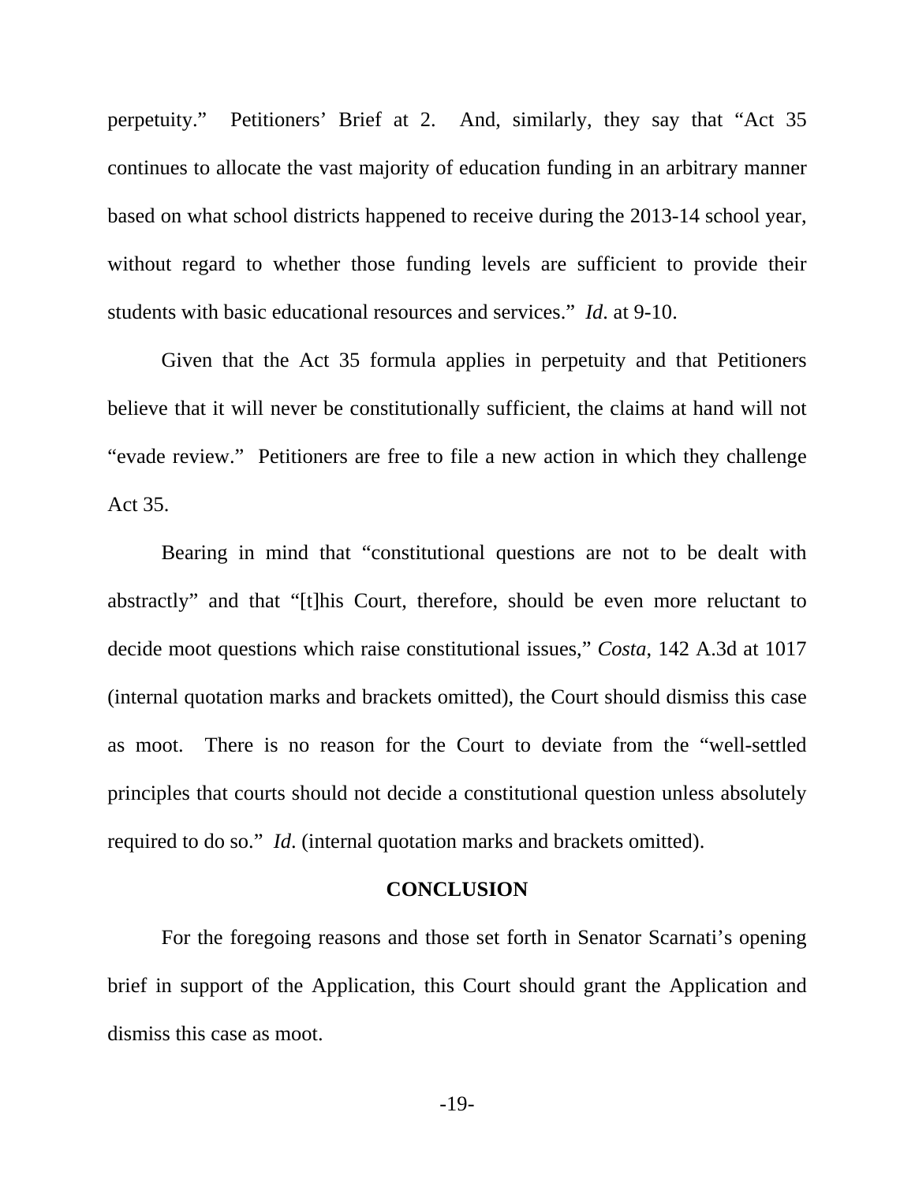perpetuity." Petitioners' Brief at 2. And, similarly, they say that "Act 35 continues to allocate the vast majority of education funding in an arbitrary manner based on what school districts happened to receive during the 2013-14 school year, without regard to whether those funding levels are sufficient to provide their students with basic educational resources and services." *Id*. at 9-10.

Given that the Act 35 formula applies in perpetuity and that Petitioners believe that it will never be constitutionally sufficient, the claims at hand will not "evade review." Petitioners are free to file a new action in which they challenge Act 35.

Bearing in mind that "constitutional questions are not to be dealt with abstractly" and that "[t]his Court, therefore, should be even more reluctant to decide moot questions which raise constitutional issues," *Costa*, 142 A.3d at 1017 (internal quotation marks and brackets omitted), the Court should dismiss this case as moot. There is no reason for the Court to deviate from the "well-settled principles that courts should not decide a constitutional question unless absolutely required to do so." *Id*. (internal quotation marks and brackets omitted).

## CONCLUSION

For the foregoing reasons and those set forth in Senator Scarnati's opening brief in support of the Application, this Court should grant the Application and dismiss this case as moot.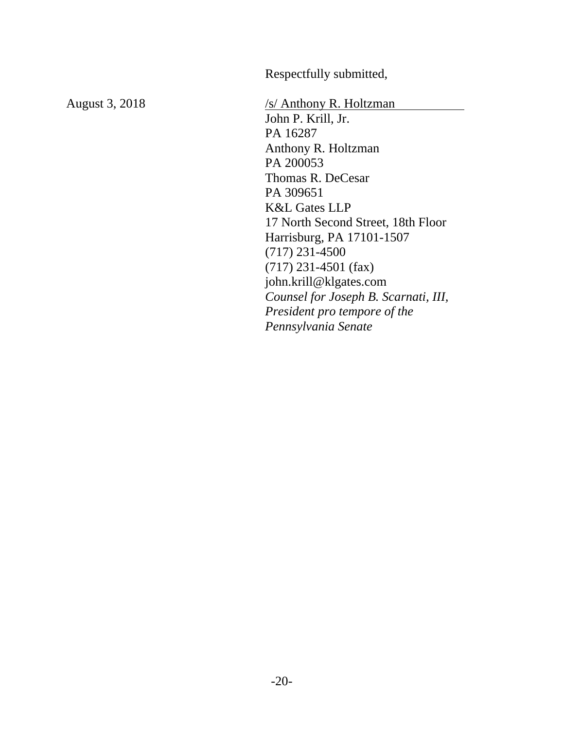Respectfully submitted,

August 3, 2018

/s/ Anthony R. Holtzman
John P. Krill, Jr.
PA 16287
Anthony R. Holtzman
PA 200053
Thomas R. DeCesar
PA 309651
K&L Gates LLP
17 North Second Street, 18th Floor
Harrisburg, PA 17101-1507
(717) 231-4500
(717) 231-4501 (fax)
john.krill@klgates.com
*Counsel for Joseph B. Scarnati, III, President pro tempore of the Pennsylvania Senate*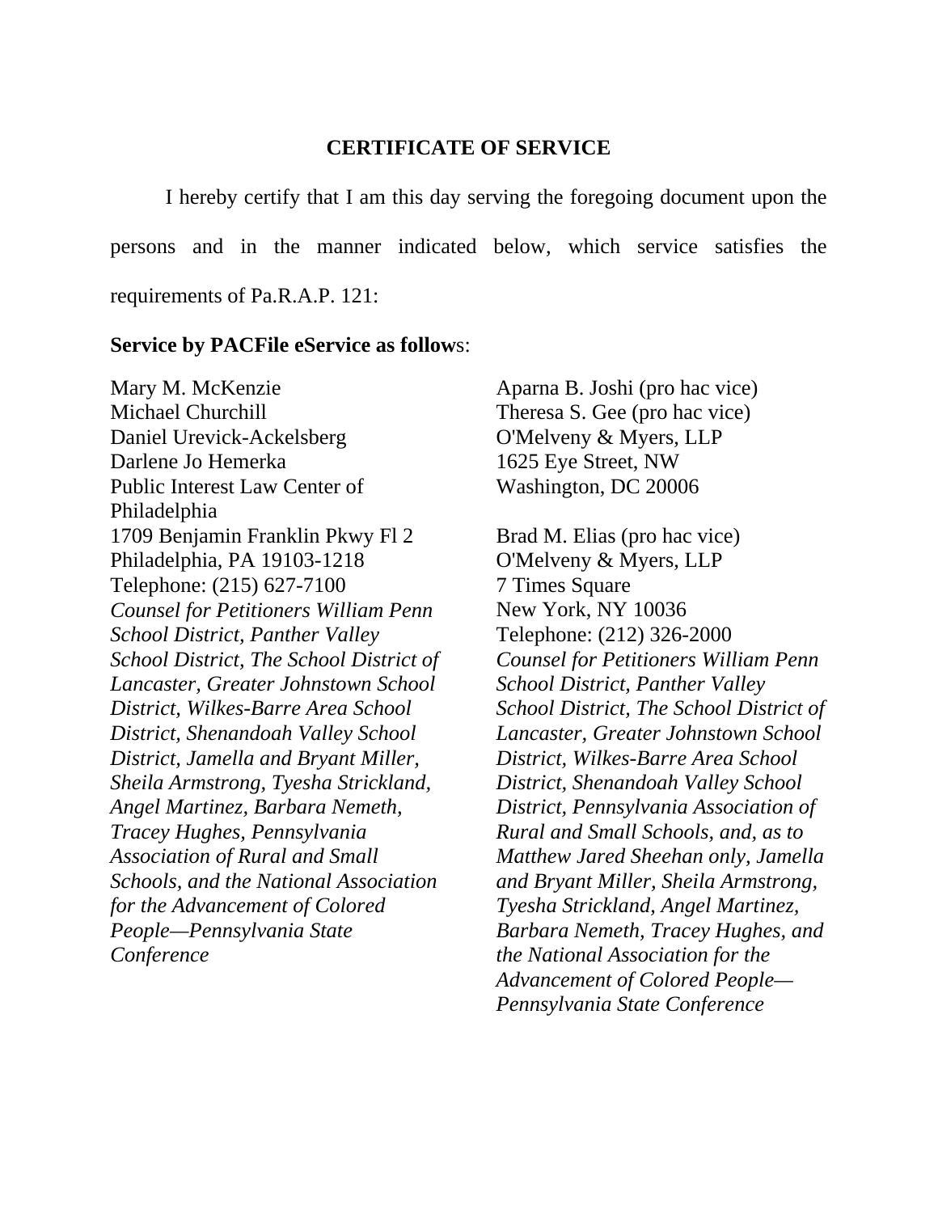## CERTIFICATE OF SERVICE

I hereby certify that I am this day serving the foregoing document upon the persons and in the manner indicated below, which service satisfies the requirements of Pa.R.A.P. 121:

**Service by PACFile eService as follows:**

Mary M. McKenzie
Michael Churchill
Daniel Urevick-Ackelsberg
Darlene Jo Hemerka
Public Interest Law Center of Philadelphia
1709 Benjamin Franklin Pkwy Fl 2
Philadelphia, PA 19103-1218
Telephone: (215) 627-7100
*Counsel for Petitioners William Penn School District, Panther Valley School District, The School District of Lancaster, Greater Johnstown School District, Wilkes-Barre Area School District, Shenandoah Valley School District, Jamella and Bryant Miller, Sheila Armstrong, Tyesha Strickland, Angel Martinez, Barbara Nemeth, Tracey Hughes, Pennsylvania Association of Rural and Small Schools, and the National Association for the Advancement of Colored People—Pennsylvania State Conference*

Aparna B. Joshi (pro hac vice)
Theresa S. Gee (pro hac vice)
O'Melveny & Myers, LLP
1625 Eye Street, NW
Washington, DC 20006

Brad M. Elias (pro hac vice)
O'Melveny & Myers, LLP
7 Times Square
New York, NY 10036
Telephone: (212) 326-2000
*Counsel for Petitioners William Penn School District, Panther Valley School District, The School District of Lancaster, Greater Johnstown School District, Wilkes-Barre Area School District, Shenandoah Valley School District, Pennsylvania Association of Rural and Small Schools, and, as to Matthew Jared Sheehan only, Jamella and Bryant Miller, Sheila Armstrong, Tyesha Strickland, Angel Martinez, Barbara Nemeth, Tracey Hughes, and the National Association for the Advancement of Colored People—Pennsylvania State Conference*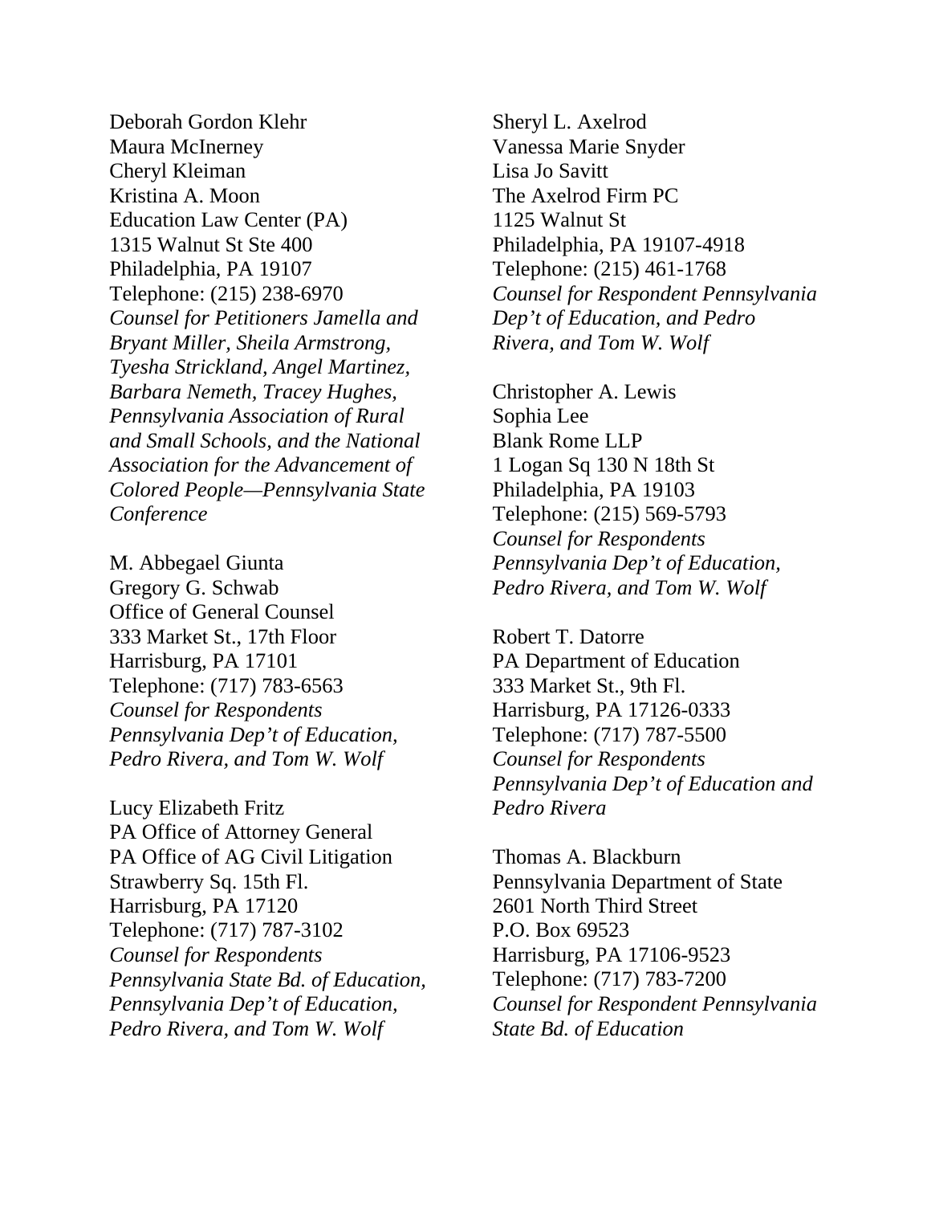Deborah Gordon Klehr
Maura McInerney
Cheryl Kleiman
Kristina A. Moon
Education Law Center (PA)
1315 Walnut St Ste 400
Philadelphia, PA 19107
Telephone: (215) 238-6970
*Counsel for Petitioners Jamella and Bryant Miller, Sheila Armstrong, Tyesha Strickland, Angel Martinez, Barbara Nemeth, Tracey Hughes, Pennsylvania Association of Rural and Small Schools, and the National Association for the Advancement of Colored People—Pennsylvania State Conference*

M. Abbegael Giunta
Gregory G. Schwab
Office of General Counsel
333 Market St., 17th Floor
Harrisburg, PA 17101
Telephone: (717) 783-6563
*Counsel for Respondents Pennsylvania Dep't of Education, Pedro Rivera, and Tom W. Wolf*

Lucy Elizabeth Fritz
PA Office of Attorney General
PA Office of AG Civil Litigation
Strawberry Sq. 15th Fl.
Harrisburg, PA 17120
Telephone: (717) 787-3102
*Counsel for Respondents Pennsylvania State Bd. of Education, Pennsylvania Dep't of Education, Pedro Rivera, and Tom W. Wolf*

Sheryl L. Axelrod
Vanessa Marie Snyder
Lisa Jo Savitt
The Axelrod Firm PC
1125 Walnut St
Philadelphia, PA 19107-4918
Telephone: (215) 461-1768
*Counsel for Respondent Pennsylvania Dep't of Education, and Pedro Rivera, and Tom W. Wolf*

Christopher A. Lewis
Sophia Lee
Blank Rome LLP
1 Logan Sq 130 N 18th St
Philadelphia, PA 19103
Telephone: (215) 569-5793
*Counsel for Respondents Pennsylvania Dep't of Education, Pedro Rivera, and Tom W. Wolf*

Robert T. Datorre
PA Department of Education
333 Market St., 9th Fl.
Harrisburg, PA 17126-0333
Telephone: (717) 787-5500
*Counsel for Respondents Pennsylvania Dep't of Education and Pedro Rivera*

Thomas A. Blackburn
Pennsylvania Department of State
2601 North Third Street
P.O. Box 69523
Harrisburg, PA 17106-9523
Telephone: (717) 783-7200
*Counsel for Respondent Pennsylvania State Bd. of Education*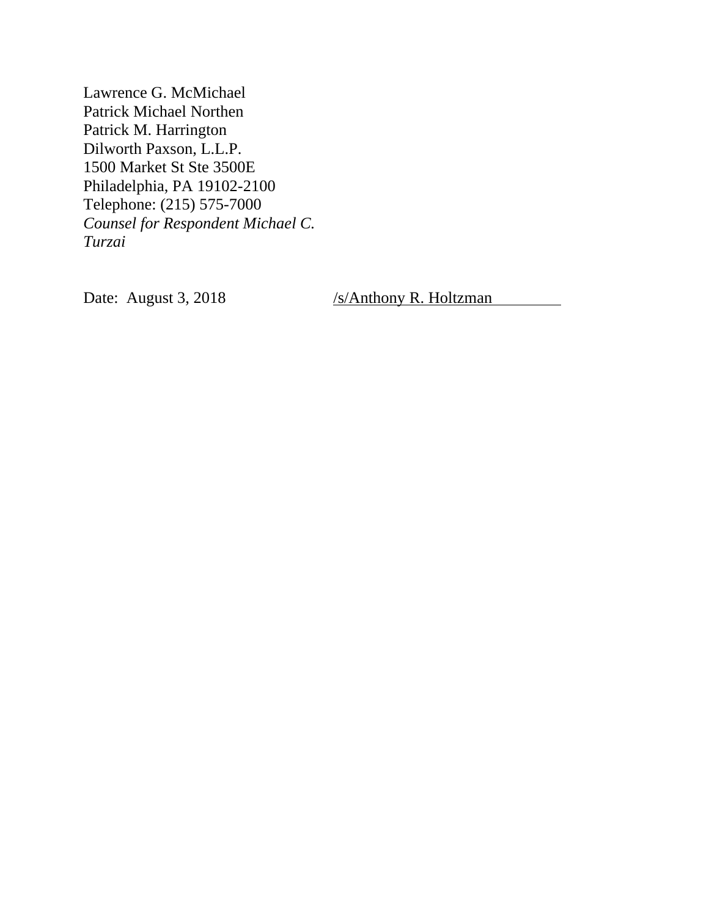Lawrence G. McMichael
Patrick Michael Northen
Patrick M. Harrington
Dilworth Paxson, L.L.P.
1500 Market St Ste 3500E
Philadelphia, PA 19102-2100
Telephone: (215) 575-7000
*Counsel for Respondent Michael C. Turzai*

Date: August 3, 2018 /s/Anthony R. Holtzman